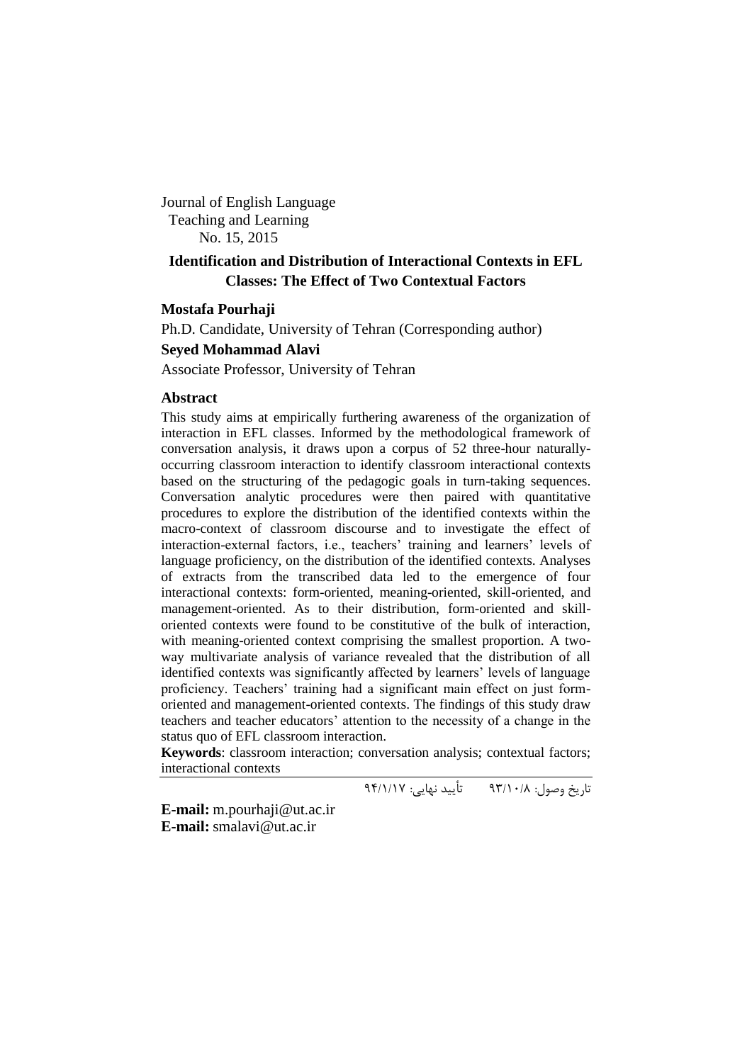Journal of English Language
Teaching and Learning
No. 15, 2015

# Identification and Distribution of Interactional Contexts in EFL Classes: The Effect of Two Contextual Factors

**Mostafa Pourhaji**

Ph.D. Candidate, University of Tehran (Corresponding author)

**Seyed Mohammad Alavi**

Associate Professor, University of Tehran

## Abstract

This study aims at empirically furthering awareness of the organization of interaction in EFL classes. Informed by the methodological framework of conversation analysis, it draws upon a corpus of 52 three-hour naturally-occurring classroom interaction to identify classroom interactional contexts based on the structuring of the pedagogic goals in turn-taking sequences. Conversation analytic procedures were then paired with quantitative procedures to explore the distribution of the identified contexts within the macro-context of classroom discourse and to investigate the effect of interaction-external factors, i.e., teachers' training and learners' levels of language proficiency, on the distribution of the identified contexts. Analyses of extracts from the transcribed data led to the emergence of four interactional contexts: form-oriented, meaning-oriented, skill-oriented, and management-oriented. As to their distribution, form-oriented and skill-oriented contexts were found to be constitutive of the bulk of interaction, with meaning-oriented context comprising the smallest proportion. A two-way multivariate analysis of variance revealed that the distribution of all identified contexts was significantly affected by learners' levels of language proficiency. Teachers' training had a significant main effect on just form-oriented and management-oriented contexts. The findings of this study draw teachers and teacher educators' attention to the necessity of a change in the status quo of EFL classroom interaction.

**Keywords**: classroom interaction; conversation analysis; contextual factors; interactional contexts

تاریخ وصول: ۹۳/۱۰/۸  تأیید نهایی: ۹۴/۱/۱۷

**E-mail:** m.pourhaji@ut.ac.ir
**E-mail:** smalavi@ut.ac.ir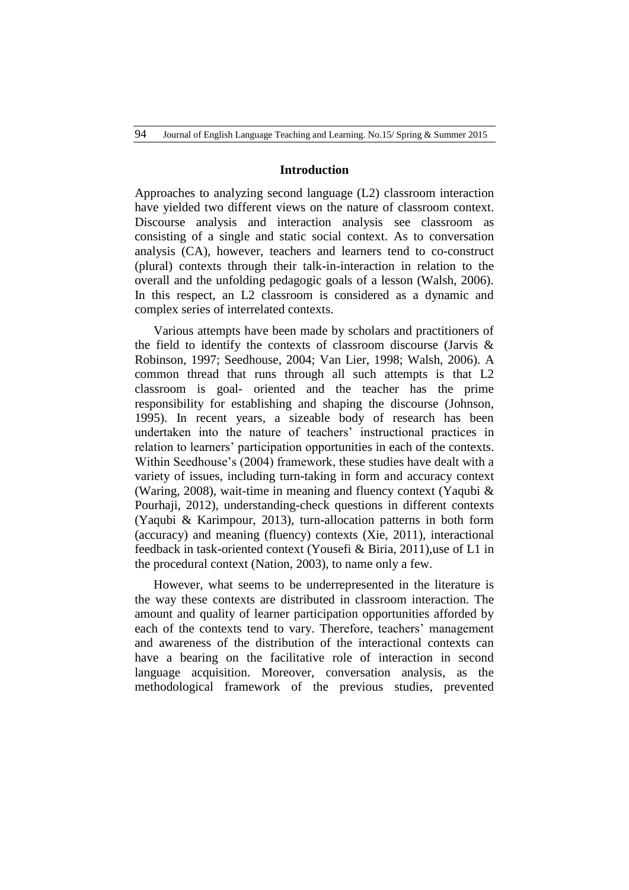## Introduction

Approaches to analyzing second language (L2) classroom interaction have yielded two different views on the nature of classroom context. Discourse analysis and interaction analysis see classroom as consisting of a single and static social context. As to conversation analysis (CA), however, teachers and learners tend to co-construct (plural) contexts through their talk-in-interaction in relation to the overall and the unfolding pedagogic goals of a lesson (Walsh, 2006). In this respect, an L2 classroom is considered as a dynamic and complex series of interrelated contexts.

Various attempts have been made by scholars and practitioners of the field to identify the contexts of classroom discourse (Jarvis & Robinson, 1997; Seedhouse, 2004; Van Lier, 1998; Walsh, 2006). A common thread that runs through all such attempts is that L2 classroom is goal- oriented and the teacher has the prime responsibility for establishing and shaping the discourse (Johnson, 1995). In recent years, a sizeable body of research has been undertaken into the nature of teachers' instructional practices in relation to learners' participation opportunities in each of the contexts. Within Seedhouse's (2004) framework, these studies have dealt with a variety of issues, including turn-taking in form and accuracy context (Waring, 2008), wait-time in meaning and fluency context (Yaqubi & Pourhaji, 2012), understanding-check questions in different contexts (Yaqubi & Karimpour, 2013), turn-allocation patterns in both form (accuracy) and meaning (fluency) contexts (Xie, 2011), interactional feedback in task-oriented context (Yousefi & Biria, 2011),use of L1 in the procedural context (Nation, 2003), to name only a few.

However, what seems to be underrepresented in the literature is the way these contexts are distributed in classroom interaction. The amount and quality of learner participation opportunities afforded by each of the contexts tend to vary. Therefore, teachers' management and awareness of the distribution of the interactional contexts can have a bearing on the facilitative role of interaction in second language acquisition. Moreover, conversation analysis, as the methodological framework of the previous studies, prevented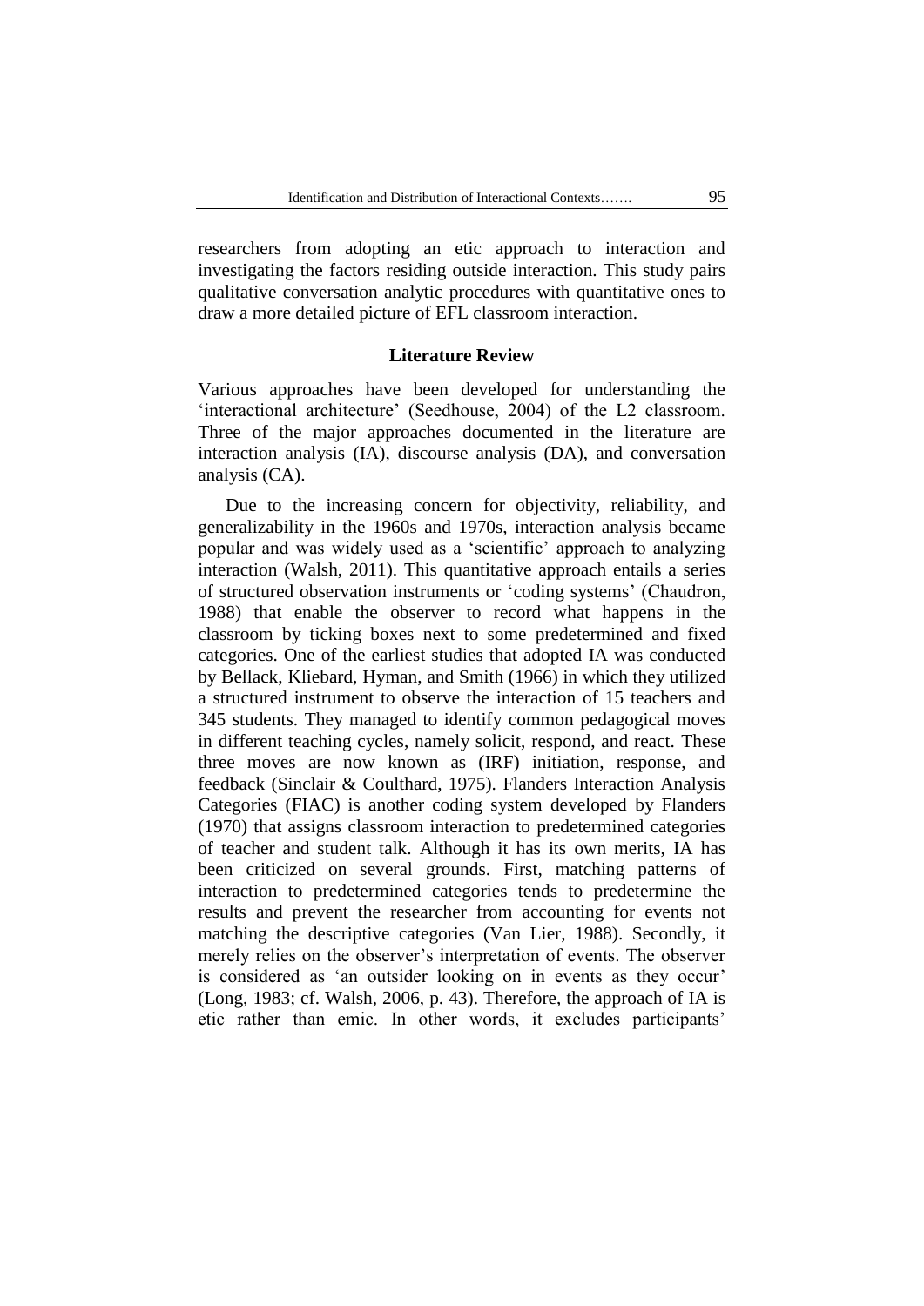researchers from adopting an etic approach to interaction and investigating the factors residing outside interaction. This study pairs qualitative conversation analytic procedures with quantitative ones to draw a more detailed picture of EFL classroom interaction.

## Literature Review

Various approaches have been developed for understanding the 'interactional architecture' (Seedhouse, 2004) of the L2 classroom. Three of the major approaches documented in the literature are interaction analysis (IA), discourse analysis (DA), and conversation analysis (CA).

Due to the increasing concern for objectivity, reliability, and generalizability in the 1960s and 1970s, interaction analysis became popular and was widely used as a 'scientific' approach to analyzing interaction (Walsh, 2011). This quantitative approach entails a series of structured observation instruments or 'coding systems' (Chaudron, 1988) that enable the observer to record what happens in the classroom by ticking boxes next to some predetermined and fixed categories. One of the earliest studies that adopted IA was conducted by Bellack, Kliebard, Hyman, and Smith (1966) in which they utilized a structured instrument to observe the interaction of 15 teachers and 345 students. They managed to identify common pedagogical moves in different teaching cycles, namely solicit, respond, and react. These three moves are now known as (IRF) initiation, response, and feedback (Sinclair & Coulthard, 1975). Flanders Interaction Analysis Categories (FIAC) is another coding system developed by Flanders (1970) that assigns classroom interaction to predetermined categories of teacher and student talk. Although it has its own merits, IA has been criticized on several grounds. First, matching patterns of interaction to predetermined categories tends to predetermine the results and prevent the researcher from accounting for events not matching the descriptive categories (Van Lier, 1988). Secondly, it merely relies on the observer's interpretation of events. The observer is considered as 'an outsider looking on in events as they occur' (Long, 1983; cf. Walsh, 2006, p. 43). Therefore, the approach of IA is etic rather than emic. In other words, it excludes participants'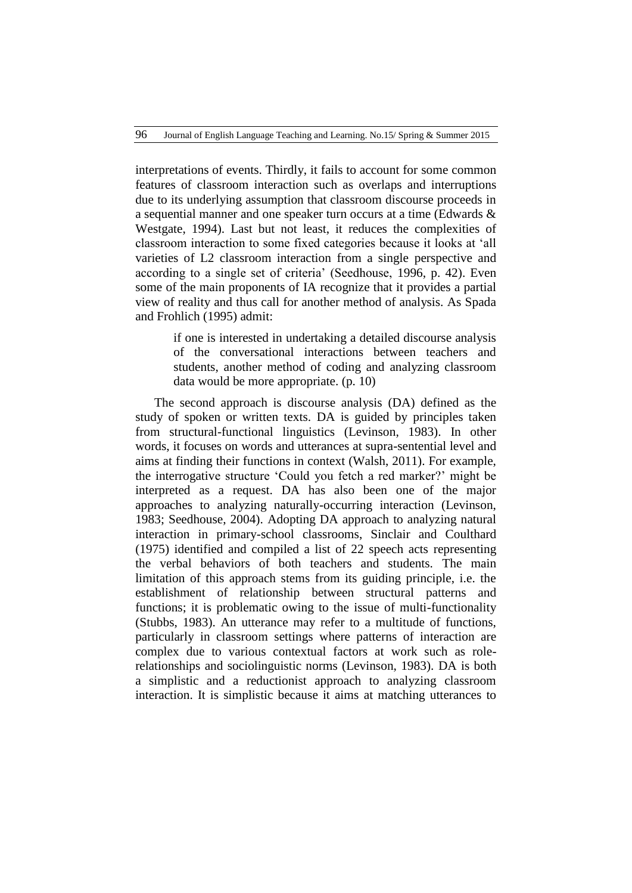interpretations of events. Thirdly, it fails to account for some common features of classroom interaction such as overlaps and interruptions due to its underlying assumption that classroom discourse proceeds in a sequential manner and one speaker turn occurs at a time (Edwards & Westgate, 1994). Last but not least, it reduces the complexities of classroom interaction to some fixed categories because it looks at 'all varieties of L2 classroom interaction from a single perspective and according to a single set of criteria' (Seedhouse, 1996, p. 42). Even some of the main proponents of IA recognize that it provides a partial view of reality and thus call for another method of analysis. As Spada and Frohlich (1995) admit:

> if one is interested in undertaking a detailed discourse analysis of the conversational interactions between teachers and students, another method of coding and analyzing classroom data would be more appropriate. (p. 10)

The second approach is discourse analysis (DA) defined as the study of spoken or written texts. DA is guided by principles taken from structural-functional linguistics (Levinson, 1983). In other words, it focuses on words and utterances at supra-sentential level and aims at finding their functions in context (Walsh, 2011). For example, the interrogative structure 'Could you fetch a red marker?' might be interpreted as a request. DA has also been one of the major approaches to analyzing naturally-occurring interaction (Levinson, 1983; Seedhouse, 2004). Adopting DA approach to analyzing natural interaction in primary-school classrooms, Sinclair and Coulthard (1975) identified and compiled a list of 22 speech acts representing the verbal behaviors of both teachers and students. The main limitation of this approach stems from its guiding principle, i.e. the establishment of relationship between structural patterns and functions; it is problematic owing to the issue of multi-functionality (Stubbs, 1983). An utterance may refer to a multitude of functions, particularly in classroom settings where patterns of interaction are complex due to various contextual factors at work such as role-relationships and sociolinguistic norms (Levinson, 1983). DA is both a simplistic and a reductionist approach to analyzing classroom interaction. It is simplistic because it aims at matching utterances to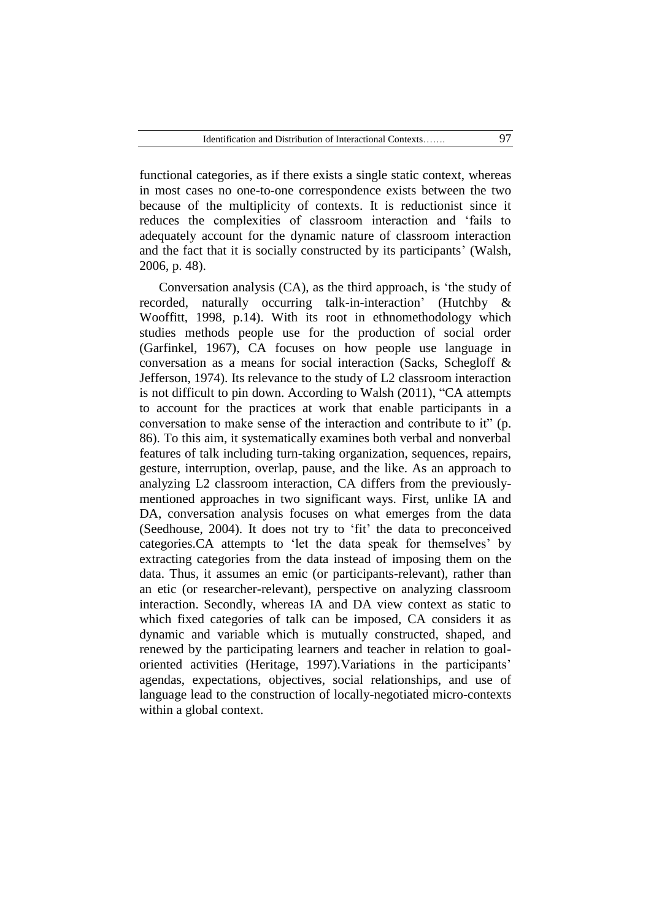functional categories, as if there exists a single static context, whereas in most cases no one-to-one correspondence exists between the two because of the multiplicity of contexts. It is reductionist since it reduces the complexities of classroom interaction and 'fails to adequately account for the dynamic nature of classroom interaction and the fact that it is socially constructed by its participants' (Walsh, 2006, p. 48).

Conversation analysis (CA), as the third approach, is 'the study of recorded, naturally occurring talk-in-interaction' (Hutchby & Wooffitt, 1998, p.14). With its root in ethnomethodology which studies methods people use for the production of social order (Garfinkel, 1967), CA focuses on how people use language in conversation as a means for social interaction (Sacks, Schegloff & Jefferson, 1974). Its relevance to the study of L2 classroom interaction is not difficult to pin down. According to Walsh (2011), "CA attempts to account for the practices at work that enable participants in a conversation to make sense of the interaction and contribute to it" (p. 86). To this aim, it systematically examines both verbal and nonverbal features of talk including turn-taking organization, sequences, repairs, gesture, interruption, overlap, pause, and the like. As an approach to analyzing L2 classroom interaction, CA differs from the previously-mentioned approaches in two significant ways. First, unlike IA and DA, conversation analysis focuses on what emerges from the data (Seedhouse, 2004). It does not try to 'fit' the data to preconceived categories.CA attempts to 'let the data speak for themselves' by extracting categories from the data instead of imposing them on the data. Thus, it assumes an emic (or participants-relevant), rather than an etic (or researcher-relevant), perspective on analyzing classroom interaction. Secondly, whereas IA and DA view context as static to which fixed categories of talk can be imposed, CA considers it as dynamic and variable which is mutually constructed, shaped, and renewed by the participating learners and teacher in relation to goal-oriented activities (Heritage, 1997).Variations in the participants' agendas, expectations, objectives, social relationships, and use of language lead to the construction of locally-negotiated micro-contexts within a global context.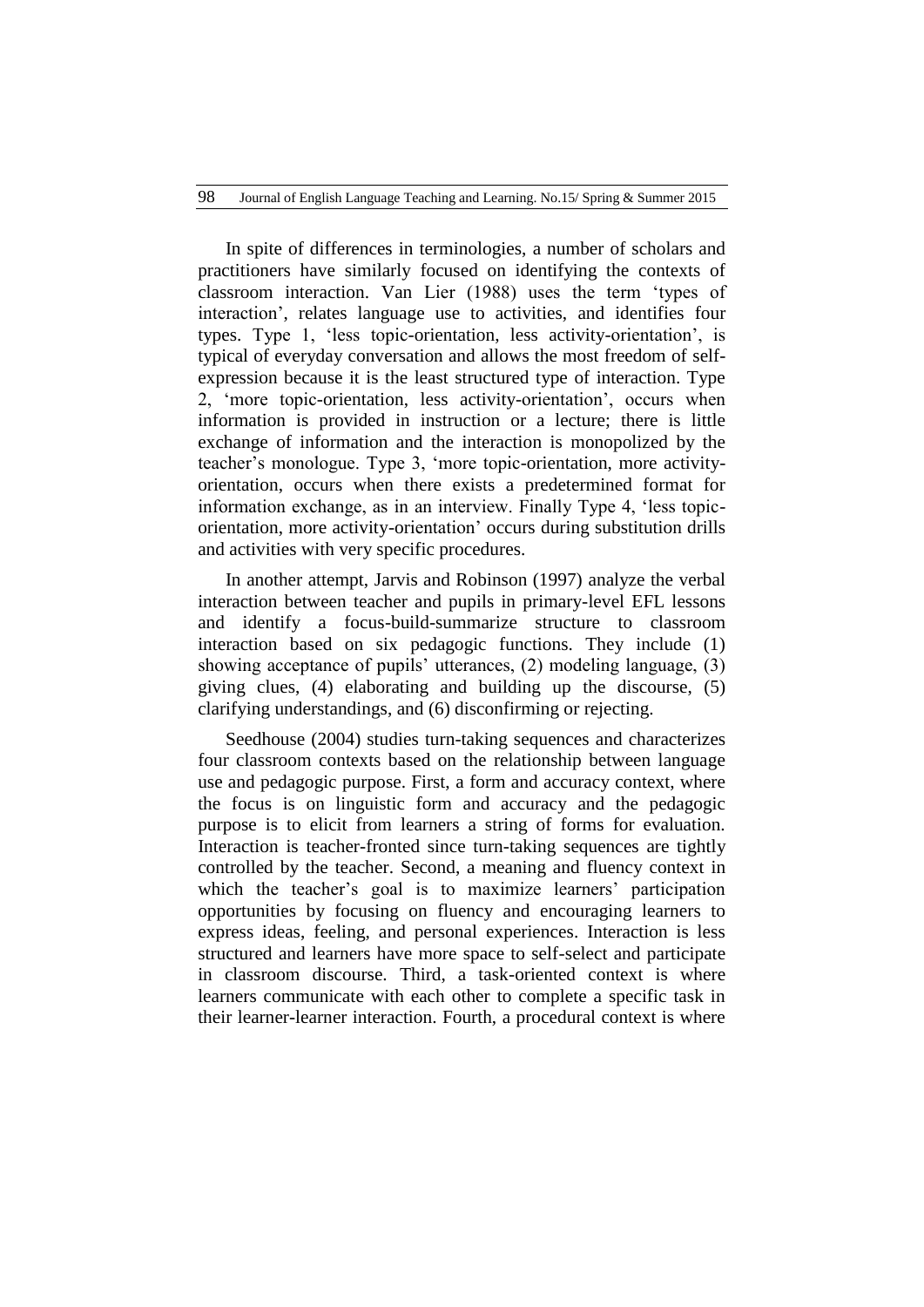In spite of differences in terminologies, a number of scholars and practitioners have similarly focused on identifying the contexts of classroom interaction. Van Lier (1988) uses the term 'types of interaction', relates language use to activities, and identifies four types. Type 1, 'less topic-orientation, less activity-orientation', is typical of everyday conversation and allows the most freedom of self-expression because it is the least structured type of interaction. Type 2, 'more topic-orientation, less activity-orientation', occurs when information is provided in instruction or a lecture; there is little exchange of information and the interaction is monopolized by the teacher's monologue. Type 3, 'more topic-orientation, more activity-orientation, occurs when there exists a predetermined format for information exchange, as in an interview. Finally Type 4, 'less topic-orientation, more activity-orientation' occurs during substitution drills and activities with very specific procedures.

In another attempt, Jarvis and Robinson (1997) analyze the verbal interaction between teacher and pupils in primary-level EFL lessons and identify a focus-build-summarize structure to classroom interaction based on six pedagogic functions. They include (1) showing acceptance of pupils' utterances, (2) modeling language, (3) giving clues, (4) elaborating and building up the discourse, (5) clarifying understandings, and (6) disconfirming or rejecting.

Seedhouse (2004) studies turn-taking sequences and characterizes four classroom contexts based on the relationship between language use and pedagogic purpose. First, a form and accuracy context, where the focus is on linguistic form and accuracy and the pedagogic purpose is to elicit from learners a string of forms for evaluation. Interaction is teacher-fronted since turn-taking sequences are tightly controlled by the teacher. Second, a meaning and fluency context in which the teacher's goal is to maximize learners' participation opportunities by focusing on fluency and encouraging learners to express ideas, feeling, and personal experiences. Interaction is less structured and learners have more space to self-select and participate in classroom discourse. Third, a task-oriented context is where learners communicate with each other to complete a specific task in their learner-learner interaction. Fourth, a procedural context is where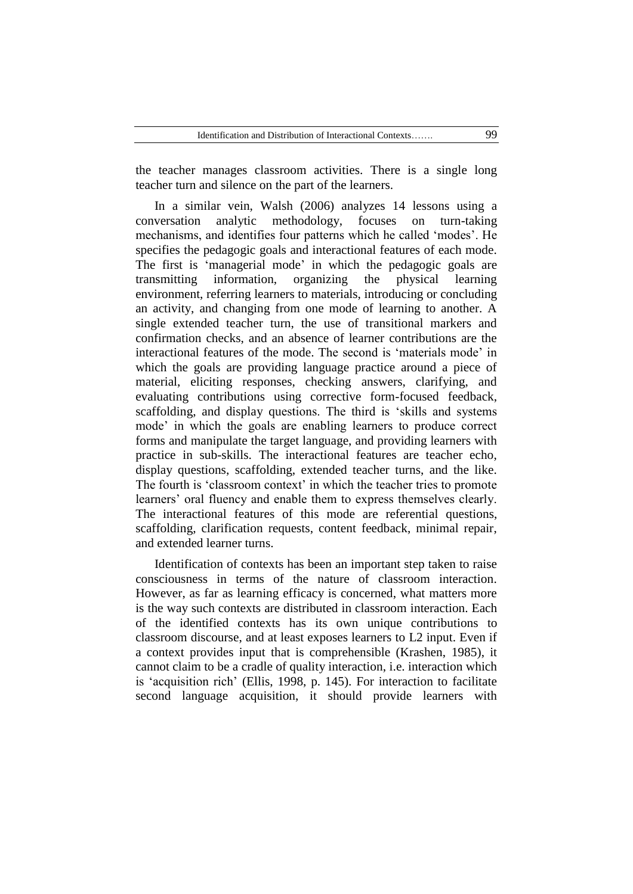the teacher manages classroom activities. There is a single long teacher turn and silence on the part of the learners.

In a similar vein, Walsh (2006) analyzes 14 lessons using a conversation analytic methodology, focuses on turn-taking mechanisms, and identifies four patterns which he called 'modes'. He specifies the pedagogic goals and interactional features of each mode. The first is 'managerial mode' in which the pedagogic goals are transmitting information, organizing the physical learning environment, referring learners to materials, introducing or concluding an activity, and changing from one mode of learning to another. A single extended teacher turn, the use of transitional markers and confirmation checks, and an absence of learner contributions are the interactional features of the mode. The second is 'materials mode' in which the goals are providing language practice around a piece of material, eliciting responses, checking answers, clarifying, and evaluating contributions using corrective form-focused feedback, scaffolding, and display questions. The third is 'skills and systems mode' in which the goals are enabling learners to produce correct forms and manipulate the target language, and providing learners with practice in sub-skills. The interactional features are teacher echo, display questions, scaffolding, extended teacher turns, and the like. The fourth is 'classroom context' in which the teacher tries to promote learners' oral fluency and enable them to express themselves clearly. The interactional features of this mode are referential questions, scaffolding, clarification requests, content feedback, minimal repair, and extended learner turns.

Identification of contexts has been an important step taken to raise consciousness in terms of the nature of classroom interaction. However, as far as learning efficacy is concerned, what matters more is the way such contexts are distributed in classroom interaction. Each of the identified contexts has its own unique contributions to classroom discourse, and at least exposes learners to L2 input. Even if a context provides input that is comprehensible (Krashen, 1985), it cannot claim to be a cradle of quality interaction, i.e. interaction which is 'acquisition rich' (Ellis, 1998, p. 145). For interaction to facilitate second language acquisition, it should provide learners with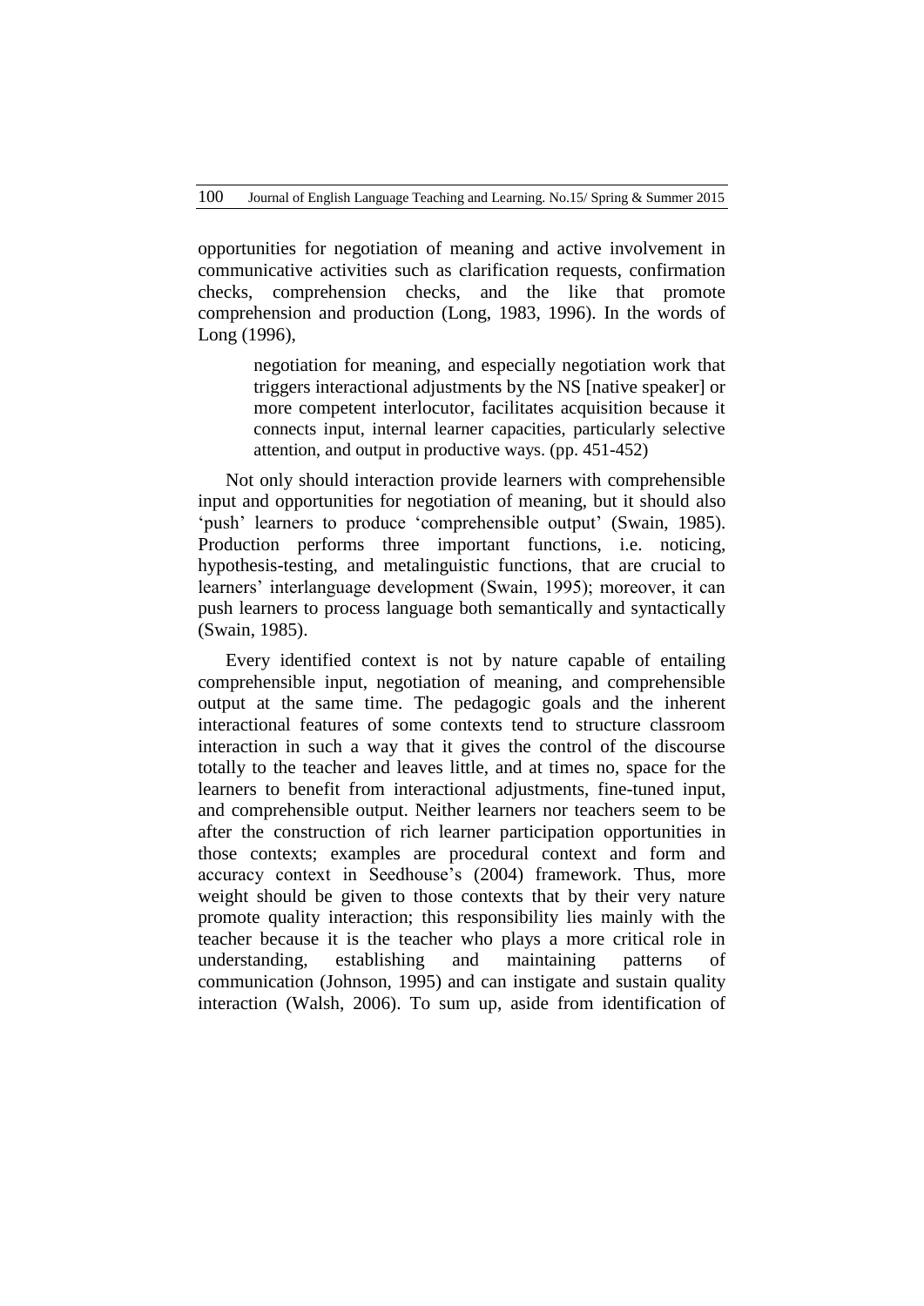opportunities for negotiation of meaning and active involvement in communicative activities such as clarification requests, confirmation checks, comprehension checks, and the like that promote comprehension and production (Long, 1983, 1996). In the words of Long (1996),

> negotiation for meaning, and especially negotiation work that triggers interactional adjustments by the NS [native speaker] or more competent interlocutor, facilitates acquisition because it connects input, internal learner capacities, particularly selective attention, and output in productive ways. (pp. 451-452)

Not only should interaction provide learners with comprehensible input and opportunities for negotiation of meaning, but it should also 'push' learners to produce 'comprehensible output' (Swain, 1985). Production performs three important functions, i.e. noticing, hypothesis-testing, and metalinguistic functions, that are crucial to learners' interlanguage development (Swain, 1995); moreover, it can push learners to process language both semantically and syntactically (Swain, 1985).

Every identified context is not by nature capable of entailing comprehensible input, negotiation of meaning, and comprehensible output at the same time. The pedagogic goals and the inherent interactional features of some contexts tend to structure classroom interaction in such a way that it gives the control of the discourse totally to the teacher and leaves little, and at times no, space for the learners to benefit from interactional adjustments, fine-tuned input, and comprehensible output. Neither learners nor teachers seem to be after the construction of rich learner participation opportunities in those contexts; examples are procedural context and form and accuracy context in Seedhouse's (2004) framework. Thus, more weight should be given to those contexts that by their very nature promote quality interaction; this responsibility lies mainly with the teacher because it is the teacher who plays a more critical role in understanding, establishing and maintaining patterns of communication (Johnson, 1995) and can instigate and sustain quality interaction (Walsh, 2006). To sum up, aside from identification of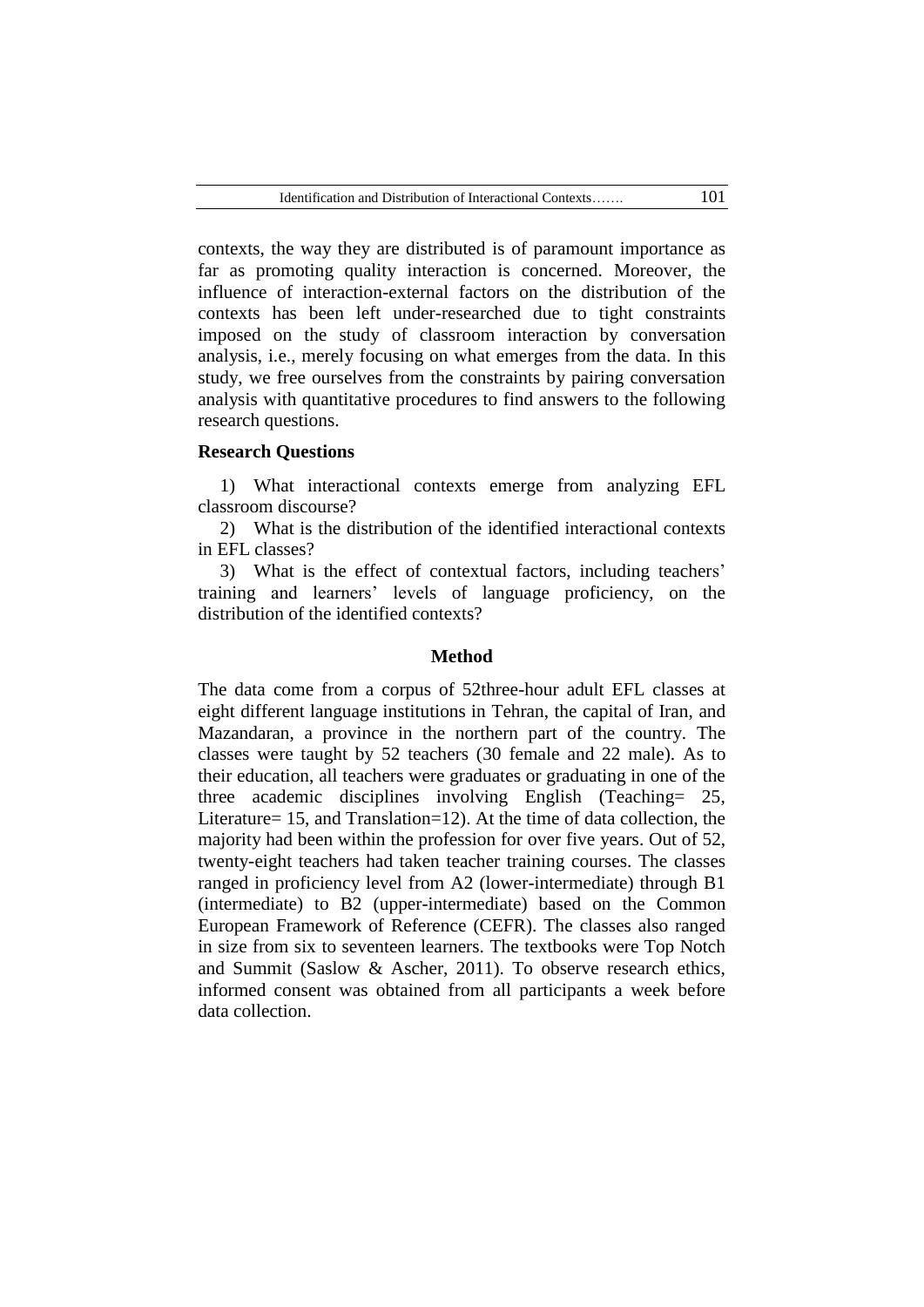contexts, the way they are distributed is of paramount importance as far as promoting quality interaction is concerned. Moreover, the influence of interaction-external factors on the distribution of the contexts has been left under-researched due to tight constraints imposed on the study of classroom interaction by conversation analysis, i.e., merely focusing on what emerges from the data. In this study, we free ourselves from the constraints by pairing conversation analysis with quantitative procedures to find answers to the following research questions.

### Research Questions

1) What interactional contexts emerge from analyzing EFL classroom discourse?

2) What is the distribution of the identified interactional contexts in EFL classes?

3) What is the effect of contextual factors, including teachers' training and learners' levels of language proficiency, on the distribution of the identified contexts?

## Method

The data come from a corpus of 52three-hour adult EFL classes at eight different language institutions in Tehran, the capital of Iran, and Mazandaran, a province in the northern part of the country. The classes were taught by 52 teachers (30 female and 22 male). As to their education, all teachers were graduates or graduating in one of the three academic disciplines involving English (Teaching= 25, Literature= 15, and Translation=12). At the time of data collection, the majority had been within the profession for over five years. Out of 52, twenty-eight teachers had taken teacher training courses. The classes ranged in proficiency level from A2 (lower-intermediate) through B1 (intermediate) to B2 (upper-intermediate) based on the Common European Framework of Reference (CEFR). The classes also ranged in size from six to seventeen learners. The textbooks were Top Notch and Summit (Saslow & Ascher, 2011). To observe research ethics, informed consent was obtained from all participants a week before data collection.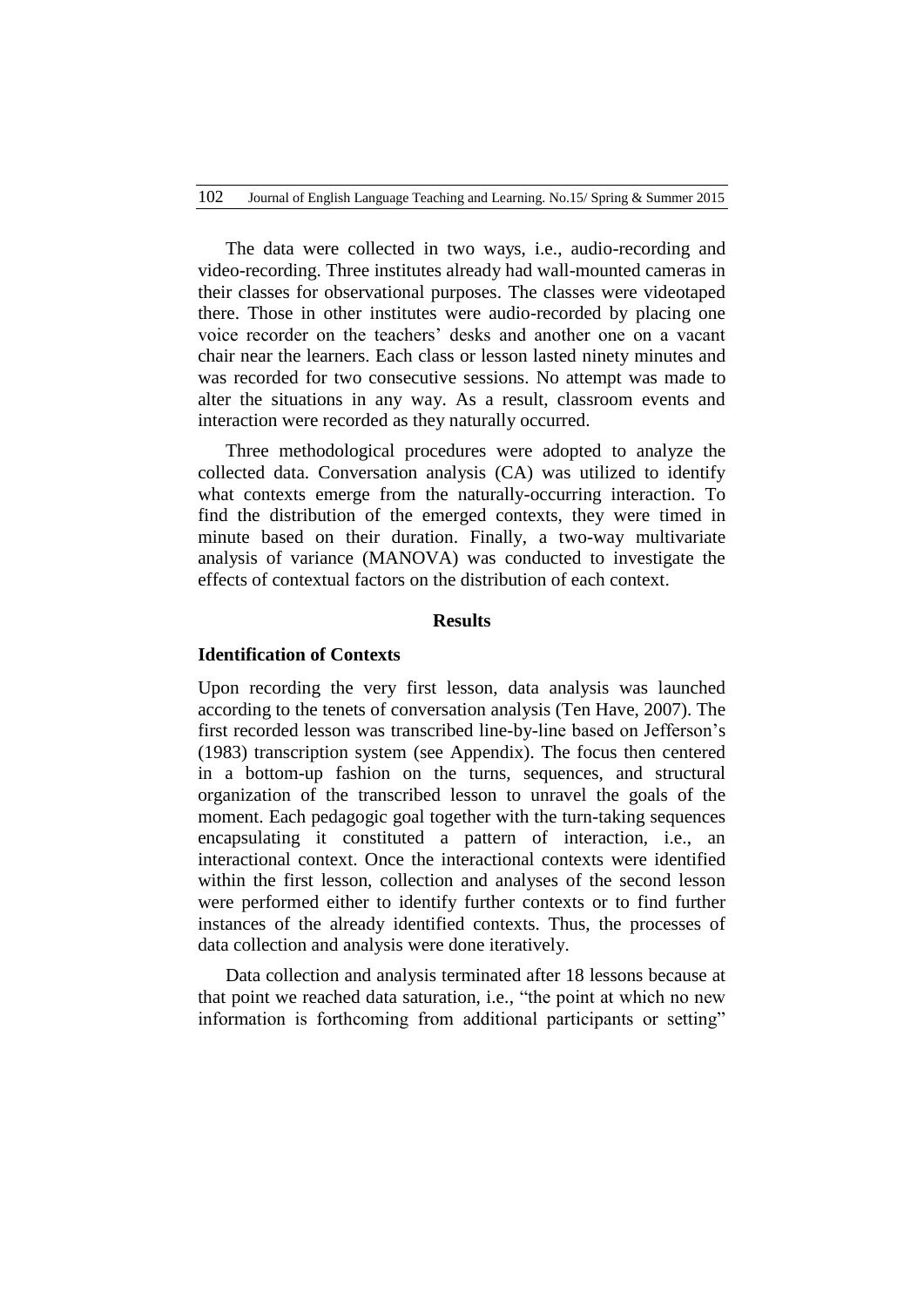The data were collected in two ways, i.e., audio-recording and video-recording. Three institutes already had wall-mounted cameras in their classes for observational purposes. The classes were videotaped there. Those in other institutes were audio-recorded by placing one voice recorder on the teachers' desks and another one on a vacant chair near the learners. Each class or lesson lasted ninety minutes and was recorded for two consecutive sessions. No attempt was made to alter the situations in any way. As a result, classroom events and interaction were recorded as they naturally occurred.

Three methodological procedures were adopted to analyze the collected data. Conversation analysis (CA) was utilized to identify what contexts emerge from the naturally-occurring interaction. To find the distribution of the emerged contexts, they were timed in minute based on their duration. Finally, a two-way multivariate analysis of variance (MANOVA) was conducted to investigate the effects of contextual factors on the distribution of each context.

## Results

### Identification of Contexts

Upon recording the very first lesson, data analysis was launched according to the tenets of conversation analysis (Ten Have, 2007). The first recorded lesson was transcribed line-by-line based on Jefferson's (1983) transcription system (see Appendix). The focus then centered in a bottom-up fashion on the turns, sequences, and structural organization of the transcribed lesson to unravel the goals of the moment. Each pedagogic goal together with the turn-taking sequences encapsulating it constituted a pattern of interaction, i.e., an interactional context. Once the interactional contexts were identified within the first lesson, collection and analyses of the second lesson were performed either to identify further contexts or to find further instances of the already identified contexts. Thus, the processes of data collection and analysis were done iteratively.

Data collection and analysis terminated after 18 lessons because at that point we reached data saturation, i.e., "the point at which no new information is forthcoming from additional participants or setting"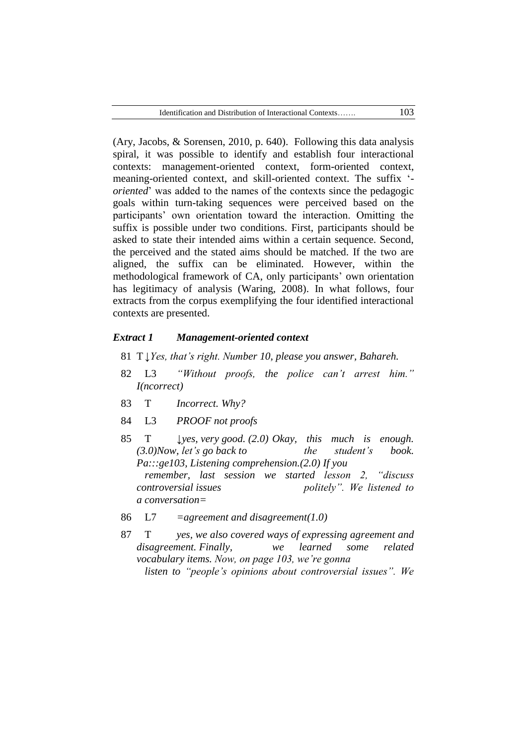(Ary, Jacobs, & Sorensen, 2010, p. 640). Following this data analysis spiral, it was possible to identify and establish four interactional contexts: management-oriented context, form-oriented context, meaning-oriented context, and skill-oriented context. The suffix '-*oriented*' was added to the names of the contexts since the pedagogic goals within turn-taking sequences were perceived based on the participants' own orientation toward the interaction. Omitting the suffix is possible under two conditions. First, participants should be asked to state their intended aims within a certain sequence. Second, the perceived and the stated aims should be matched. If the two are aligned, the suffix can be eliminated. However, within the methodological framework of CA, only participants' own orientation has legitimacy of analysis (Waring, 2008). In what follows, four extracts from the corpus exemplifying the four identified interactional contexts are presented.

***Extract 1 Management-oriented context***

81 T ↓*Yes, that's right. Number 10, please you answer, Bahareh.*

82 L3 *"Without proofs, the police can't arrest him." I(ncorrect)*

83 T *Incorrect. Why?*

84 L3 *PROOF not proofs*

85 T ↓*yes, very good. (2.0) Okay, this much is enough. (3.0)Now, let's go back to the student's book. Pa:::ge103, Listening comprehension.(2.0) If you remember, last session we started lesson 2, "discuss controversial issues politely". We listened to a conversation=*

86 L7 *=agreement and disagreement(1.0)*

87 T *yes, we also covered ways of expressing agreement and disagreement. Finally, we learned some related vocabulary items. Now, on page 103, we're gonna listen to "people's opinions about controversial issues". We*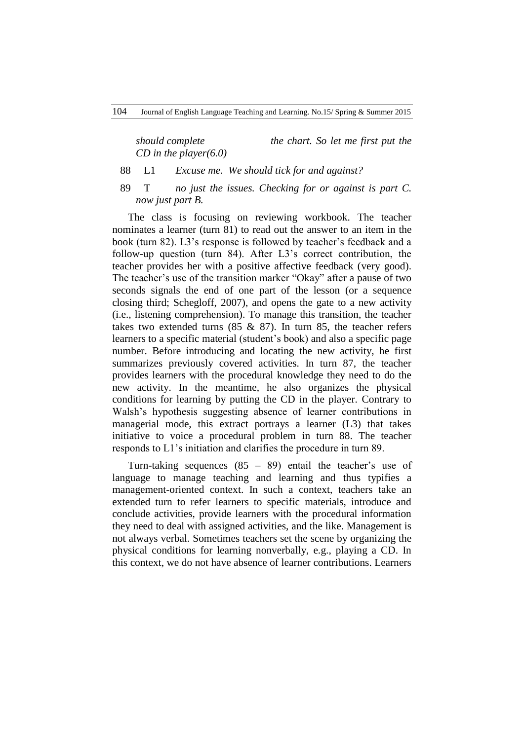*should complete the chart. So let me first put the CD in the player(6.0)*

88 L1 *Excuse me. We should tick for and against?*

89 T *no just the issues. Checking for or against is part C. now just part B.*

The class is focusing on reviewing workbook. The teacher nominates a learner (turn 81) to read out the answer to an item in the book (turn 82). L3's response is followed by teacher's feedback and a follow-up question (turn 84). After L3's correct contribution, the teacher provides her with a positive affective feedback (very good). The teacher's use of the transition marker "Okay" after a pause of two seconds signals the end of one part of the lesson (or a sequence closing third; Schegloff, 2007), and opens the gate to a new activity (i.e., listening comprehension). To manage this transition, the teacher takes two extended turns (85 & 87). In turn 85, the teacher refers learners to a specific material (student's book) and also a specific page number. Before introducing and locating the new activity, he first summarizes previously covered activities. In turn 87, the teacher provides learners with the procedural knowledge they need to do the new activity. In the meantime, he also organizes the physical conditions for learning by putting the CD in the player. Contrary to Walsh's hypothesis suggesting absence of learner contributions in managerial mode, this extract portrays a learner (L3) that takes initiative to voice a procedural problem in turn 88. The teacher responds to L1's initiation and clarifies the procedure in turn 89.

Turn-taking sequences (85 – 89) entail the teacher's use of language to manage teaching and learning and thus typifies a management-oriented context. In such a context, teachers take an extended turn to refer learners to specific materials, introduce and conclude activities, provide learners with the procedural information they need to deal with assigned activities, and the like. Management is not always verbal. Sometimes teachers set the scene by organizing the physical conditions for learning nonverbally, e.g., playing a CD. In this context, we do not have absence of learner contributions. Learners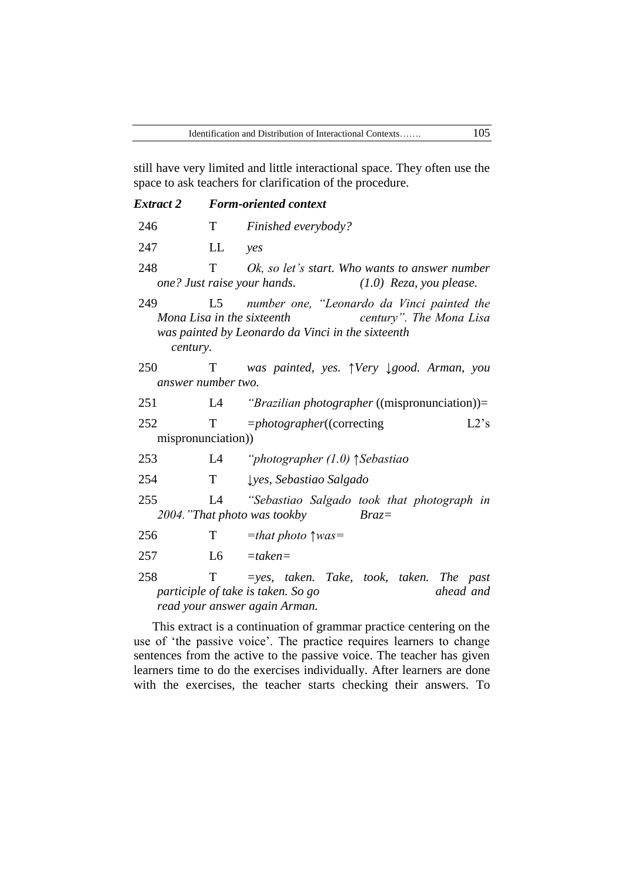still have very limited and little interactional space. They often use the space to ask teachers for clarification of the procedure.

***Extract 2*** ***Form-oriented context***

246 T *Finished everybody?*

247 LL *yes*

248 T *Ok, so let's start. Who wants to answer number one? Just raise your hands. (1.0) Reza, you please.*

249 L5 *number one, "Leonardo da Vinci painted the Mona Lisa in the sixteenth century". The Mona Lisa was painted by Leonardo da Vinci in the sixteenth century.*

250 T *was painted, yes. ↑Very ↓good. Arman, you answer number two.*

251 L4 *"Brazilian photographer* ((mispronunciation))=

252 T =*photographer*((correcting L2's mispronunciation))

253 L4 *"photographer (1.0) ↑Sebastiao*

254 T *↓yes, Sebastiao Salgado*

255 L4 *"Sebastiao Salgado took that photograph in 2004."That photo was tookby Braz=*

256 T *=that photo ↑was=*

257 L6 *=taken=*

258 T *=yes, taken. Take, took, taken. The past participle of take is taken. So go ahead and read your answer again Arman.*

This extract is a continuation of grammar practice centering on the use of 'the passive voice'. The practice requires learners to change sentences from the active to the passive voice. The teacher has given learners time to do the exercises individually. After learners are done with the exercises, the teacher starts checking their answers. To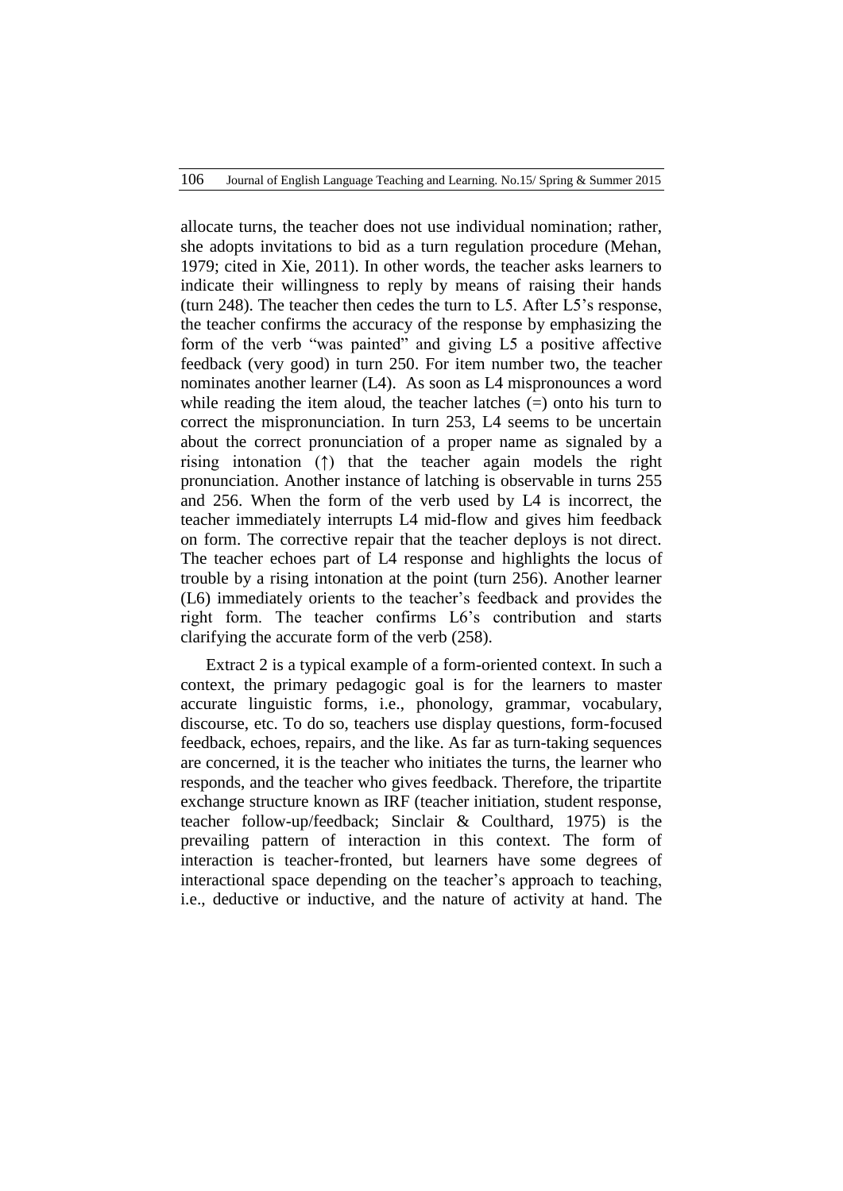allocate turns, the teacher does not use individual nomination; rather, she adopts invitations to bid as a turn regulation procedure (Mehan, 1979; cited in Xie, 2011). In other words, the teacher asks learners to indicate their willingness to reply by means of raising their hands (turn 248). The teacher then cedes the turn to L5. After L5's response, the teacher confirms the accuracy of the response by emphasizing the form of the verb "was painted" and giving L5 a positive affective feedback (very good) in turn 250. For item number two, the teacher nominates another learner (L4). As soon as L4 mispronounces a word while reading the item aloud, the teacher latches (=) onto his turn to correct the mispronunciation. In turn 253, L4 seems to be uncertain about the correct pronunciation of a proper name as signaled by a rising intonation (↑) that the teacher again models the right pronunciation. Another instance of latching is observable in turns 255 and 256. When the form of the verb used by L4 is incorrect, the teacher immediately interrupts L4 mid-flow and gives him feedback on form. The corrective repair that the teacher deploys is not direct. The teacher echoes part of L4 response and highlights the locus of trouble by a rising intonation at the point (turn 256). Another learner (L6) immediately orients to the teacher's feedback and provides the right form. The teacher confirms L6's contribution and starts clarifying the accurate form of the verb (258).

Extract 2 is a typical example of a form-oriented context. In such a context, the primary pedagogic goal is for the learners to master accurate linguistic forms, i.e., phonology, grammar, vocabulary, discourse, etc. To do so, teachers use display questions, form-focused feedback, echoes, repairs, and the like. As far as turn-taking sequences are concerned, it is the teacher who initiates the turns, the learner who responds, and the teacher who gives feedback. Therefore, the tripartite exchange structure known as IRF (teacher initiation, student response, teacher follow-up/feedback; Sinclair & Coulthard, 1975) is the prevailing pattern of interaction in this context. The form of interaction is teacher-fronted, but learners have some degrees of interactional space depending on the teacher's approach to teaching, i.e., deductive or inductive, and the nature of activity at hand. The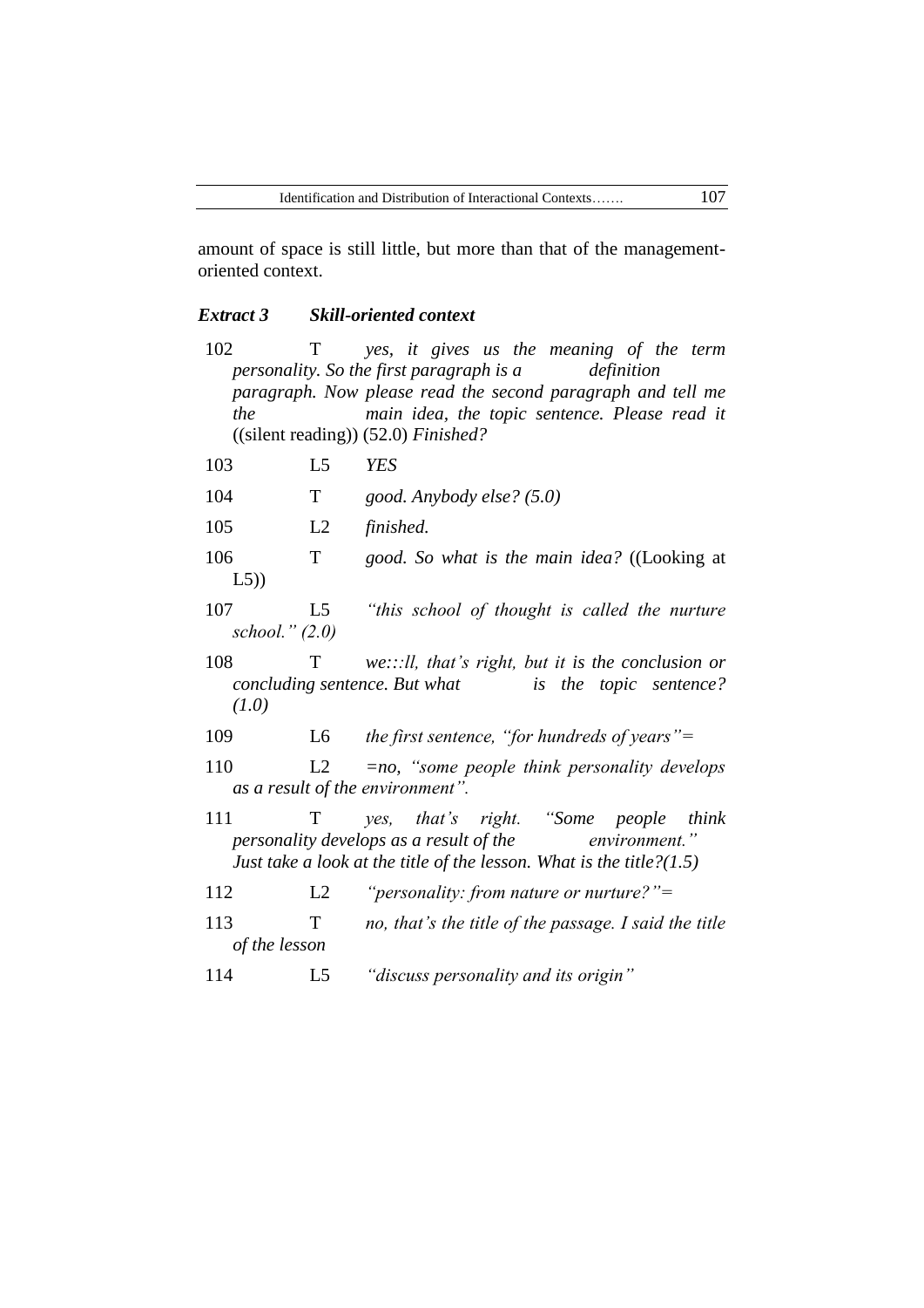amount of space is still little, but more than that of the management-oriented context.

***Extract 3 Skill-oriented context***

102 T *yes, it gives us the meaning of the term personality. So the first paragraph is a definition paragraph. Now please read the second paragraph and tell me the main idea, the topic sentence. Please read it* ((silent reading)) (52.0) *Finished?*

103 L5 *YES*

104 T *good. Anybody else? (5.0)*

105 L2 *finished.*

106 T *good. So what is the main idea?* ((Looking at L5))

107 L5 *"this school of thought is called the nurture school." (2.0)*

108 T *we:::ll, that's right, but it is the conclusion or concluding sentence. But what is the topic sentence? (1.0)*

109 L6 *the first sentence, "for hundreds of years"=*

110 L2 *=no, "some people think personality develops as a result of the environment".*

111 T *yes, that's right. "Some people think personality develops as a result of the environment." Just take a look at the title of the lesson. What is the title?(1.5)*

112 L2 *"personality: from nature or nurture?"=*

113 T *no, that's the title of the passage. I said the title of the lesson*

114 L5 *"discuss personality and its origin"*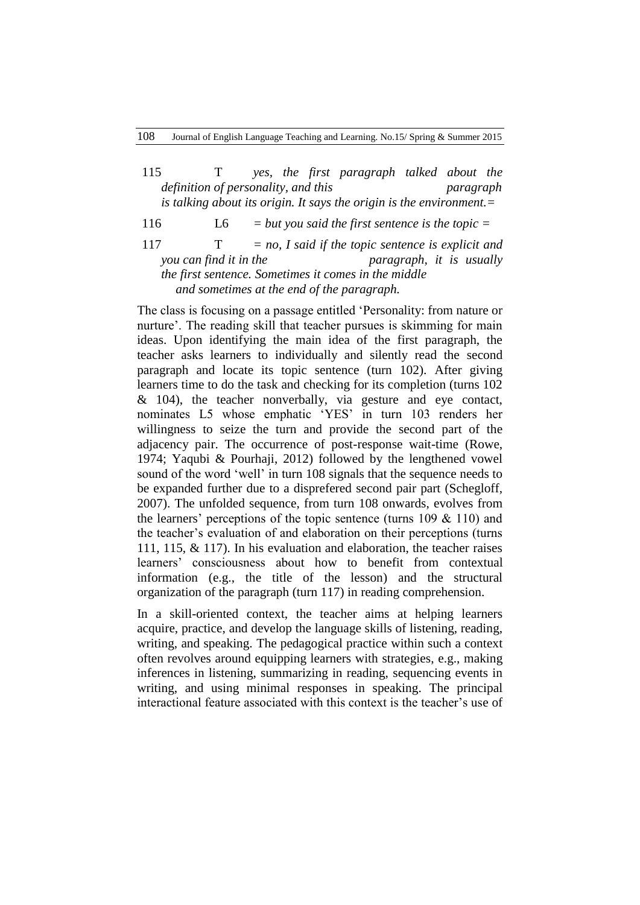115 T *yes, the first paragraph talked about the definition of personality, and this paragraph is talking about its origin. It says the origin is the environment.=*

116 L6 *= but you said the first sentence is the topic =*

117 T *= no, I said if the topic sentence is explicit and you can find it in the paragraph, it is usually the first sentence. Sometimes it comes in the middle and sometimes at the end of the paragraph.*

The class is focusing on a passage entitled 'Personality: from nature or nurture'. The reading skill that teacher pursues is skimming for main ideas. Upon identifying the main idea of the first paragraph, the teacher asks learners to individually and silently read the second paragraph and locate its topic sentence (turn 102). After giving learners time to do the task and checking for its completion (turns 102 & 104), the teacher nonverbally, via gesture and eye contact, nominates L5 whose emphatic 'YES' in turn 103 renders her willingness to seize the turn and provide the second part of the adjacency pair. The occurrence of post-response wait-time (Rowe, 1974; Yaqubi & Pourhaji, 2012) followed by the lengthened vowel sound of the word 'well' in turn 108 signals that the sequence needs to be expanded further due to a dispreferred second pair part (Schegloff, 2007). The unfolded sequence, from turn 108 onwards, evolves from the learners' perceptions of the topic sentence (turns 109 & 110) and the teacher's evaluation of and elaboration on their perceptions (turns 111, 115, & 117). In his evaluation and elaboration, the teacher raises learners' consciousness about how to benefit from contextual information (e.g., the title of the lesson) and the structural organization of the paragraph (turn 117) in reading comprehension.

In a skill-oriented context, the teacher aims at helping learners acquire, practice, and develop the language skills of listening, reading, writing, and speaking. The pedagogical practice within such a context often revolves around equipping learners with strategies, e.g., making inferences in listening, summarizing in reading, sequencing events in writing, and using minimal responses in speaking. The principal interactional feature associated with this context is the teacher's use of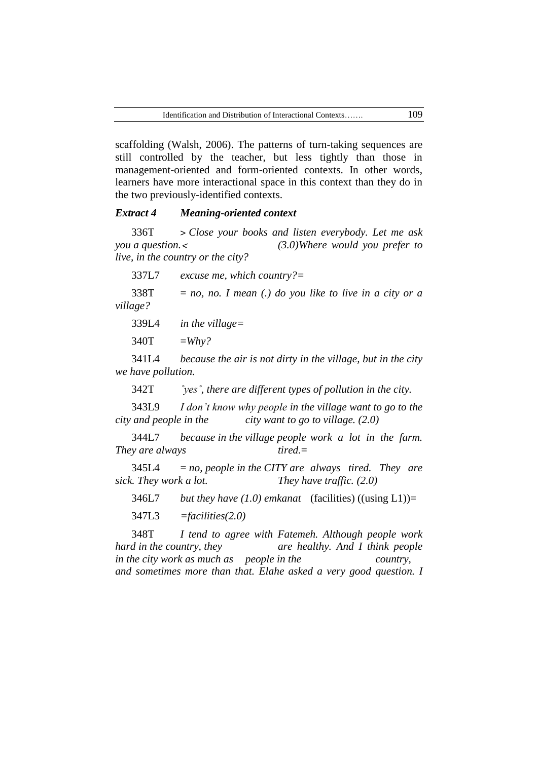scaffolding (Walsh, 2006). The patterns of turn-taking sequences are still controlled by the teacher, but less tightly than those in management-oriented and form-oriented contexts. In other words, learners have more interactional space in this context than they do in the two previously-identified contexts.

***Extract 4 Meaning-oriented context***

336T > *Close your books and listen everybody. Let me ask you a question.* < *(3.0)Where would you prefer to live, in the country or the city?*

337L7 *excuse me, which country?=*

338T *= no, no. I mean (.) do you like to live in a city or a village?*

339L4 *in the village=*

340T *=Why?*

341L4 *because the air is not dirty in the village, but in the city we have pollution.*

342T *°yes°, there are different types of pollution in the city.*

343L9 *I don't know why people in the village want to go to the city and people in the city want to go to village. (2.0)*

344L7 *because in the village people work a lot in the farm. They are always tired.=*

345L4 *= no, people in the CITY are always tired. They are sick. They work a lot. They have traffic. (2.0)*

346L7 *but they have (1.0) emkanat* (facilities) ((using L1))=

347L3 *=facilities(2.0)*

348T *I tend to agree with Fatemeh. Although people work hard in the country, they are healthy. And I think people in the city work as much as people in the country, and sometimes more than that. Elahe asked a very good question. I*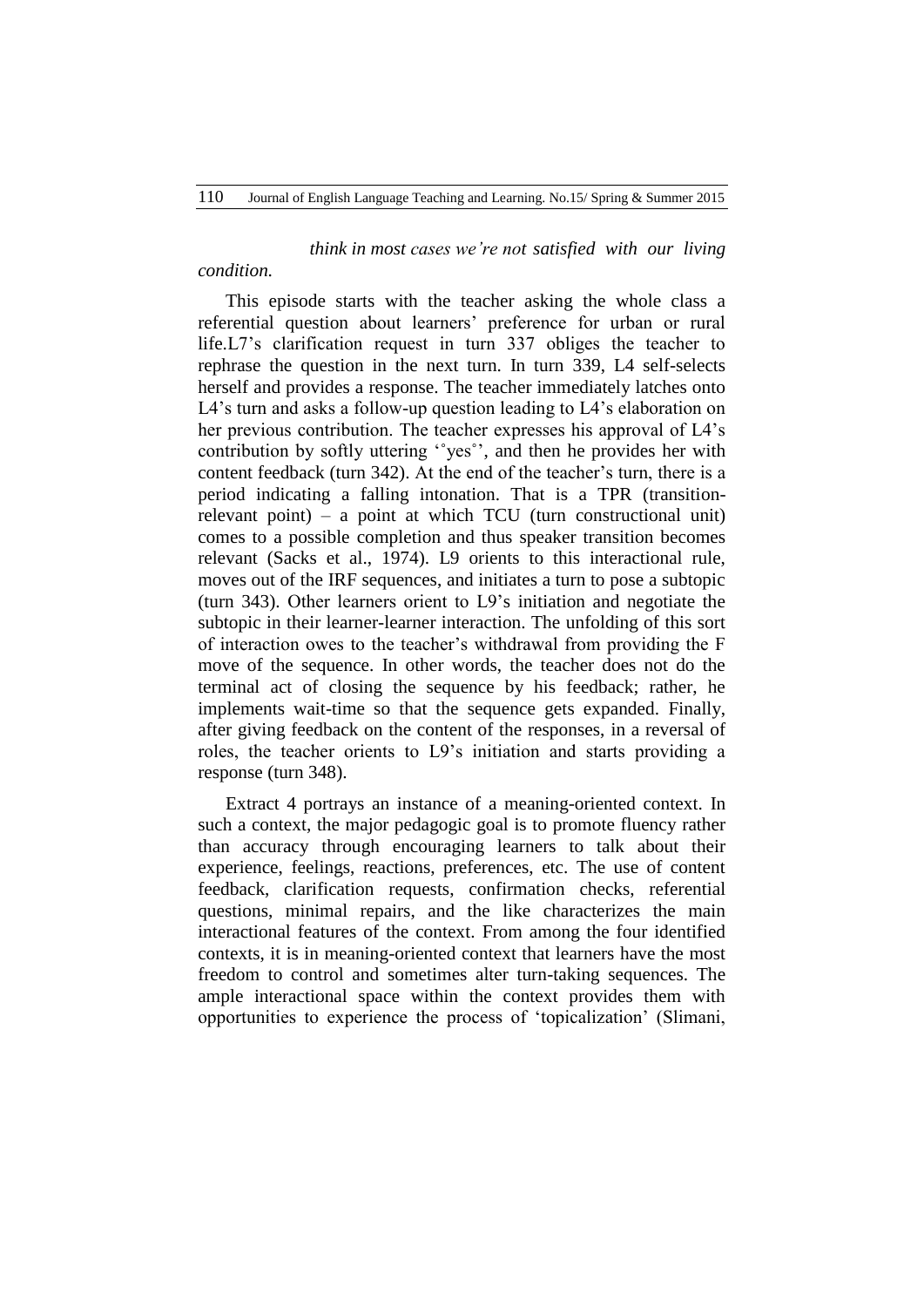*think in most cases we're not satisfied with our living condition.*

This episode starts with the teacher asking the whole class a referential question about learners' preference for urban or rural life.L7's clarification request in turn 337 obliges the teacher to rephrase the question in the next turn. In turn 339, L4 self-selects herself and provides a response. The teacher immediately latches onto L4's turn and asks a follow-up question leading to L4's elaboration on her previous contribution. The teacher expresses his approval of L4's contribution by softly uttering ''°yes°'', and then he provides her with content feedback (turn 342). At the end of the teacher's turn, there is a period indicating a falling intonation. That is a TPR (transition-relevant point) – a point at which TCU (turn constructional unit) comes to a possible completion and thus speaker transition becomes relevant (Sacks et al., 1974). L9 orients to this interactional rule, moves out of the IRF sequences, and initiates a turn to pose a subtopic (turn 343). Other learners orient to L9's initiation and negotiate the subtopic in their learner-learner interaction. The unfolding of this sort of interaction owes to the teacher's withdrawal from providing the F move of the sequence. In other words, the teacher does not do the terminal act of closing the sequence by his feedback; rather, he implements wait-time so that the sequence gets expanded. Finally, after giving feedback on the content of the responses, in a reversal of roles, the teacher orients to L9's initiation and starts providing a response (turn 348).

Extract 4 portrays an instance of a meaning-oriented context. In such a context, the major pedagogic goal is to promote fluency rather than accuracy through encouraging learners to talk about their experience, feelings, reactions, preferences, etc. The use of content feedback, clarification requests, confirmation checks, referential questions, minimal repairs, and the like characterizes the main interactional features of the context. From among the four identified contexts, it is in meaning-oriented context that learners have the most freedom to control and sometimes alter turn-taking sequences. The ample interactional space within the context provides them with opportunities to experience the process of 'topicalization' (Slimani,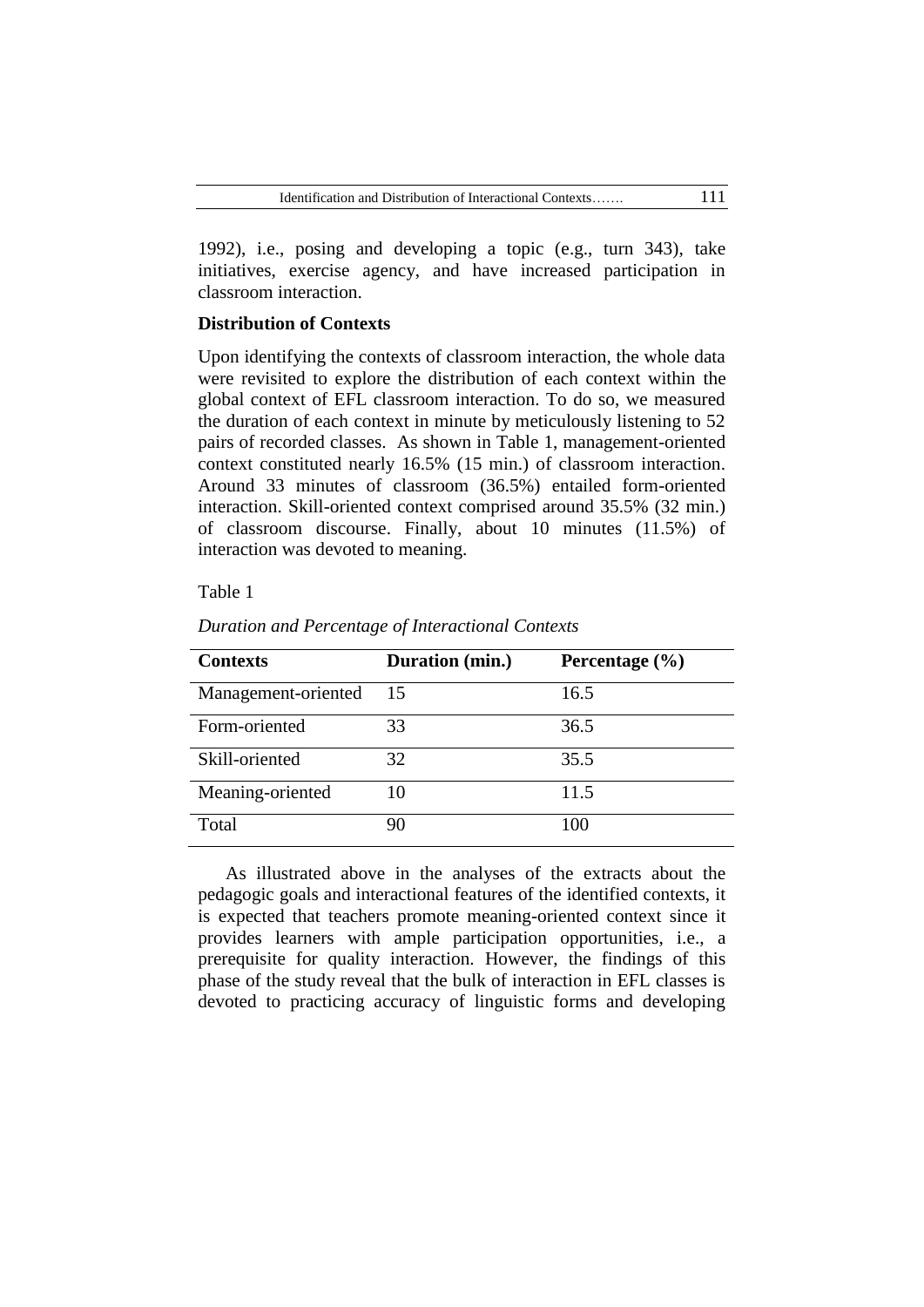1992), i.e., posing and developing a topic (e.g., turn 343), take initiatives, exercise agency, and have increased participation in classroom interaction.

**Distribution of Contexts**

Upon identifying the contexts of classroom interaction, the whole data were revisited to explore the distribution of each context within the global context of EFL classroom interaction. To do so, we measured the duration of each context in minute by meticulously listening to 52 pairs of recorded classes. As shown in Table 1, management-oriented context constituted nearly 16.5% (15 min.) of classroom interaction. Around 33 minutes of classroom (36.5%) entailed form-oriented interaction. Skill-oriented context comprised around 35.5% (32 min.) of classroom discourse. Finally, about 10 minutes (11.5%) of interaction was devoted to meaning.

Table 1

*Duration and Percentage of Interactional Contexts*

| **Contexts** | **Duration (min.)** | **Percentage (%)** |
|---|---|---|
| Management-oriented | 15 | 16.5 |
| Form-oriented | 33 | 36.5 |
| Skill-oriented | 32 | 35.5 |
| Meaning-oriented | 10 | 11.5 |
| Total | 90 | 100 |

As illustrated above in the analyses of the extracts about the pedagogic goals and interactional features of the identified contexts, it is expected that teachers promote meaning-oriented context since it provides learners with ample participation opportunities, i.e., a prerequisite for quality interaction. However, the findings of this phase of the study reveal that the bulk of interaction in EFL classes is devoted to practicing accuracy of linguistic forms and developing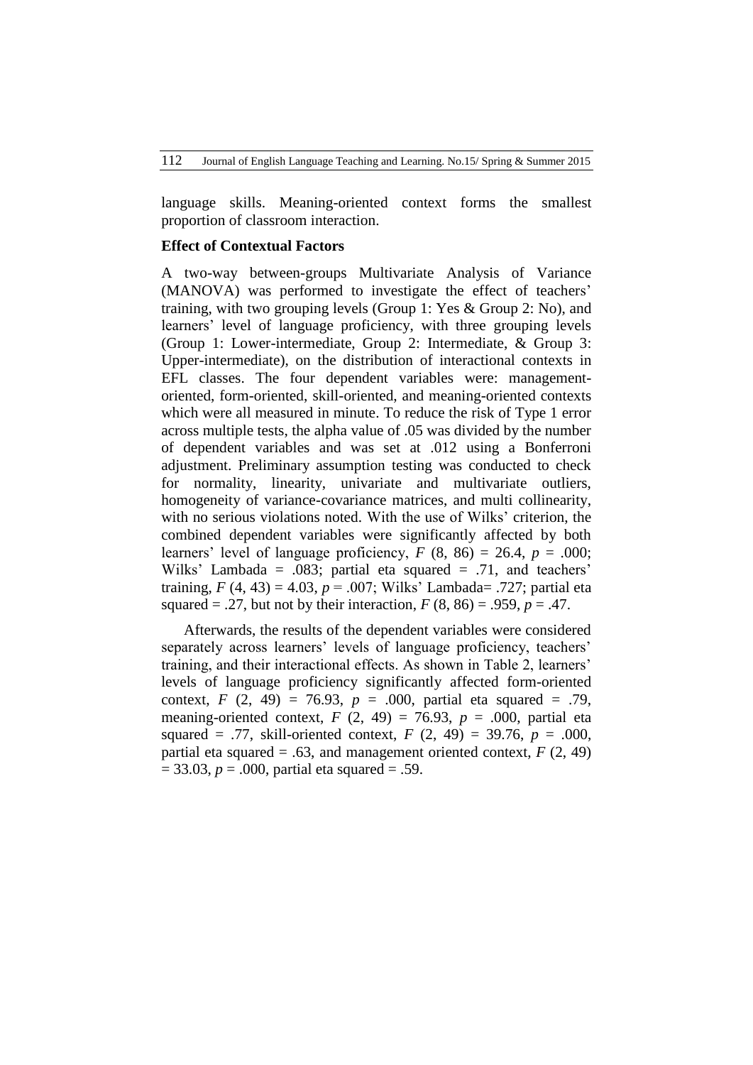language skills. Meaning-oriented context forms the smallest proportion of classroom interaction.

**Effect of Contextual Factors**

A two-way between-groups Multivariate Analysis of Variance (MANOVA) was performed to investigate the effect of teachers' training, with two grouping levels (Group 1: Yes & Group 2: No), and learners' level of language proficiency, with three grouping levels (Group 1: Lower-intermediate, Group 2: Intermediate, & Group 3: Upper-intermediate), on the distribution of interactional contexts in EFL classes. The four dependent variables were: management-oriented, form-oriented, skill-oriented, and meaning-oriented contexts which were all measured in minute. To reduce the risk of Type 1 error across multiple tests, the alpha value of .05 was divided by the number of dependent variables and was set at .012 using a Bonferroni adjustment. Preliminary assumption testing was conducted to check for normality, linearity, univariate and multivariate outliers, homogeneity of variance-covariance matrices, and multi collinearity, with no serious violations noted. With the use of Wilks' criterion, the combined dependent variables were significantly affected by both learners' level of language proficiency, $F$ (8, 86) = 26.4, $p$ = .000; Wilks' Lambada = .083; partial eta squared = .71, and teachers' training, $F$ (4, 43) = 4.03, $p$ = .007; Wilks' Lambada= .727; partial eta squared = .27, but not by their interaction, $F$ (8, 86) = .959, $p$ = .47.

Afterwards, the results of the dependent variables were considered separately across learners' levels of language proficiency, teachers' training, and their interactional effects. As shown in Table 2, learners' levels of language proficiency significantly affected form-oriented context, $F$ (2, 49) = 76.93, $p$ = .000, partial eta squared = .79, meaning-oriented context, $F$ (2, 49) = 76.93, $p$ = .000, partial eta squared = .77, skill-oriented context, $F$ (2, 49) = 39.76, $p$ = .000, partial eta squared = .63, and management oriented context, $F$ (2, 49) = 33.03, $p$ = .000, partial eta squared = .59.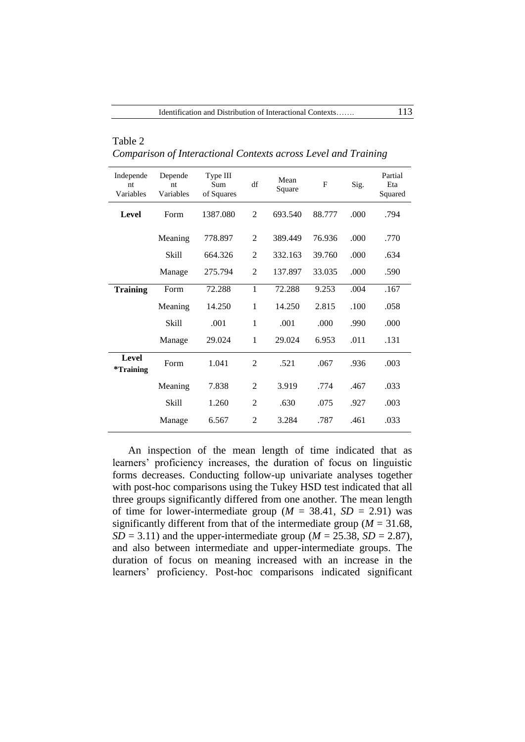Table 2

*Comparison of Interactional Contexts across Level and Training*

| Independent Variables | Dependent Variables | Type III Sum of Squares | df | Mean Square | F | Sig. | Partial Eta Squared |
|---|---|---|---|---|---|---|---|
| **Level** | Form | 1387.080 | 2 | 693.540 | 88.777 | .000 | .794 |
| | Meaning | 778.897 | 2 | 389.449 | 76.936 | .000 | .770 |
| | Skill | 664.326 | 2 | 332.163 | 39.760 | .000 | .634 |
| | Manage | 275.794 | 2 | 137.897 | 33.035 | .000 | .590 |
| **Training** | Form | 72.288 | 1 | 72.288 | 9.253 | .004 | .167 |
| | Meaning | 14.250 | 1 | 14.250 | 2.815 | .100 | .058 |
| | Skill | .001 | 1 | .001 | .000 | .990 | .000 |
| | Manage | 29.024 | 1 | 29.024 | 6.953 | .011 | .131 |
| **Level *Training** | Form | 1.041 | 2 | .521 | .067 | .936 | .003 |
| | Meaning | 7.838 | 2 | 3.919 | .774 | .467 | .033 |
| | Skill | 1.260 | 2 | .630 | .075 | .927 | .003 |
| | Manage | 6.567 | 2 | 3.284 | .787 | .461 | .033 |

An inspection of the mean length of time indicated that as learners' proficiency increases, the duration of focus on linguistic forms decreases. Conducting follow-up univariate analyses together with post-hoc comparisons using the Tukey HSD test indicated that all three groups significantly differed from one another. The mean length of time for lower-intermediate group ($M$ = 38.41, $SD$ = 2.91) was significantly different from that of the intermediate group ($M$ = 31.68, $SD$ = 3.11) and the upper-intermediate group ($M$ = 25.38, $SD$ = 2.87), and also between intermediate and upper-intermediate groups. The duration of focus on meaning increased with an increase in the learners' proficiency. Post-hoc comparisons indicated significant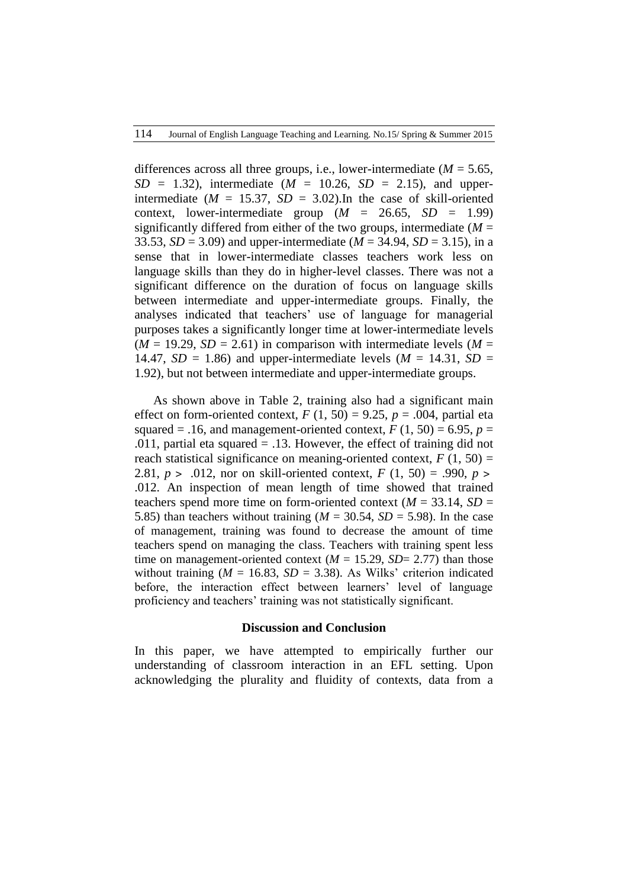differences across all three groups, i.e., lower-intermediate ($M$ = 5.65, $SD$ = 1.32), intermediate ($M$ = 10.26, $SD$ = 2.15), and upper-intermediate ($M$ = 15.37, $SD$ = 3.02).In the case of skill-oriented context, lower-intermediate group ($M$ = 26.65, $SD$ = 1.99) significantly differed from either of the two groups, intermediate ($M$ = 33.53, $SD$ = 3.09) and upper-intermediate ($M$ = 34.94, $SD$ = 3.15), in a sense that in lower-intermediate classes teachers work less on language skills than they do in higher-level classes. There was not a significant difference on the duration of focus on language skills between intermediate and upper-intermediate groups. Finally, the analyses indicated that teachers' use of language for managerial purposes takes a significantly longer time at lower-intermediate levels ($M$ = 19.29, $SD$ = 2.61) in comparison with intermediate levels ($M$ = 14.47, $SD$ = 1.86) and upper-intermediate levels ($M$ = 14.31, $SD$ = 1.92), but not between intermediate and upper-intermediate groups.

As shown above in Table 2, training also had a significant main effect on form-oriented context, $F$ (1, 50) = 9.25, $p$ = .004, partial eta squared = .16, and management-oriented context, $F$ (1, 50) = 6.95, $p$ = .011, partial eta squared = .13. However, the effect of training did not reach statistical significance on meaning-oriented context, $F$ (1, 50) = 2.81, $p >$ .012, nor on skill-oriented context, $F$ (1, 50) = .990, $p >$ .012. An inspection of mean length of time showed that trained teachers spend more time on form-oriented context ($M$ = 33.14, $SD$ = 5.85) than teachers without training ($M$ = 30.54, $SD$ = 5.98). In the case of management, training was found to decrease the amount of time teachers spend on managing the class. Teachers with training spent less time on management-oriented context ($M$ = 15.29, $SD$= 2.77) than those without training ($M$ = 16.83, $SD$ = 3.38). As Wilks' criterion indicated before, the interaction effect between learners' level of language proficiency and teachers' training was not statistically significant.

## Discussion and Conclusion

In this paper, we have attempted to empirically further our understanding of classroom interaction in an EFL setting. Upon acknowledging the plurality and fluidity of contexts, data from a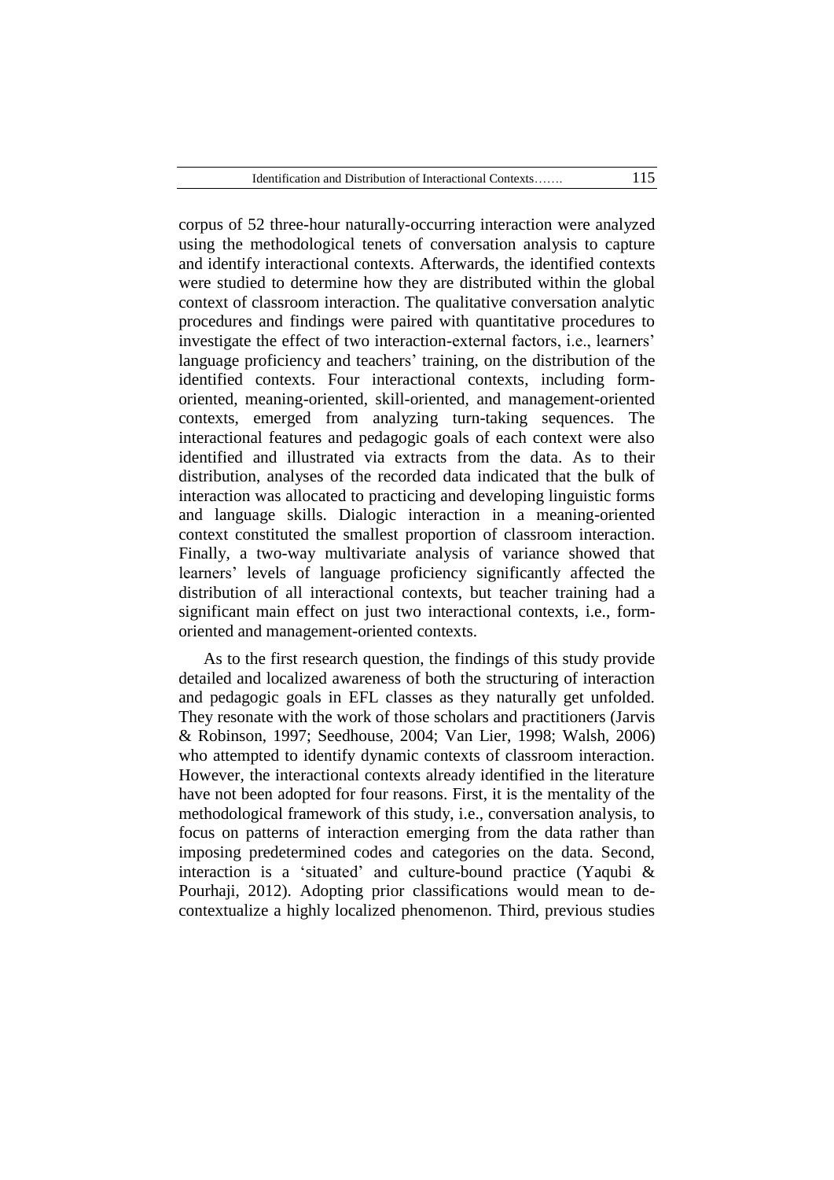corpus of 52 three-hour naturally-occurring interaction were analyzed using the methodological tenets of conversation analysis to capture and identify interactional contexts. Afterwards, the identified contexts were studied to determine how they are distributed within the global context of classroom interaction. The qualitative conversation analytic procedures and findings were paired with quantitative procedures to investigate the effect of two interaction-external factors, i.e., learners' language proficiency and teachers' training, on the distribution of the identified contexts. Four interactional contexts, including form-oriented, meaning-oriented, skill-oriented, and management-oriented contexts, emerged from analyzing turn-taking sequences. The interactional features and pedagogic goals of each context were also identified and illustrated via extracts from the data. As to their distribution, analyses of the recorded data indicated that the bulk of interaction was allocated to practicing and developing linguistic forms and language skills. Dialogic interaction in a meaning-oriented context constituted the smallest proportion of classroom interaction. Finally, a two-way multivariate analysis of variance showed that learners' levels of language proficiency significantly affected the distribution of all interactional contexts, but teacher training had a significant main effect on just two interactional contexts, i.e., form-oriented and management-oriented contexts.

As to the first research question, the findings of this study provide detailed and localized awareness of both the structuring of interaction and pedagogic goals in EFL classes as they naturally get unfolded. They resonate with the work of those scholars and practitioners (Jarvis & Robinson, 1997; Seedhouse, 2004; Van Lier, 1998; Walsh, 2006) who attempted to identify dynamic contexts of classroom interaction. However, the interactional contexts already identified in the literature have not been adopted for four reasons. First, it is the mentality of the methodological framework of this study, i.e., conversation analysis, to focus on patterns of interaction emerging from the data rather than imposing predetermined codes and categories on the data. Second, interaction is a 'situated' and culture-bound practice (Yaqubi & Pourhaji, 2012). Adopting prior classifications would mean to de-contextualize a highly localized phenomenon. Third, previous studies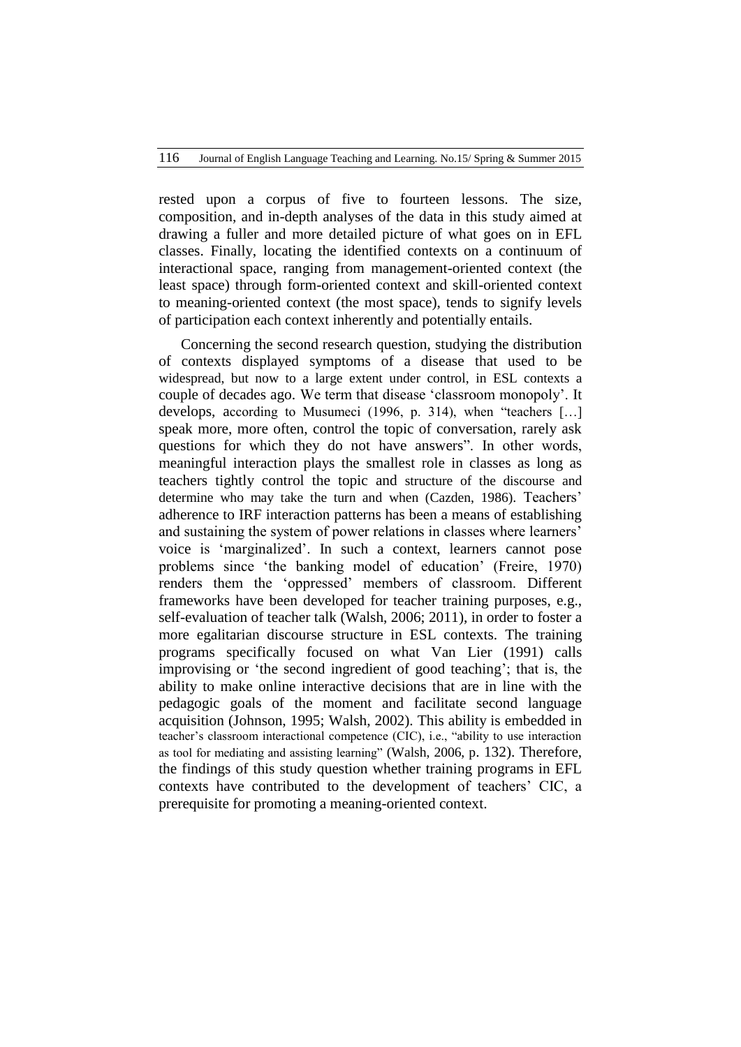rested upon a corpus of five to fourteen lessons. The size, composition, and in-depth analyses of the data in this study aimed at drawing a fuller and more detailed picture of what goes on in EFL classes. Finally, locating the identified contexts on a continuum of interactional space, ranging from management-oriented context (the least space) through form-oriented context and skill-oriented context to meaning-oriented context (the most space), tends to signify levels of participation each context inherently and potentially entails.

Concerning the second research question, studying the distribution of contexts displayed symptoms of a disease that used to be widespread, but now to a large extent under control, in ESL contexts a couple of decades ago. We term that disease 'classroom monopoly'. It develops, according to Musumeci (1996, p. 314), when "teachers […] speak more, more often, control the topic of conversation, rarely ask questions for which they do not have answers". In other words, meaningful interaction plays the smallest role in classes as long as teachers tightly control the topic and structure of the discourse and determine who may take the turn and when (Cazden, 1986). Teachers' adherence to IRF interaction patterns has been a means of establishing and sustaining the system of power relations in classes where learners' voice is 'marginalized'. In such a context, learners cannot pose problems since 'the banking model of education' (Freire, 1970) renders them the 'oppressed' members of classroom. Different frameworks have been developed for teacher training purposes, e.g., self-evaluation of teacher talk (Walsh, 2006; 2011), in order to foster a more egalitarian discourse structure in ESL contexts. The training programs specifically focused on what Van Lier (1991) calls improvising or 'the second ingredient of good teaching'; that is, the ability to make online interactive decisions that are in line with the pedagogic goals of the moment and facilitate second language acquisition (Johnson, 1995; Walsh, 2002). This ability is embedded in teacher's classroom interactional competence (CIC), i.e., "ability to use interaction as tool for mediating and assisting learning" (Walsh, 2006, p. 132). Therefore, the findings of this study question whether training programs in EFL contexts have contributed to the development of teachers' CIC, a prerequisite for promoting a meaning-oriented context.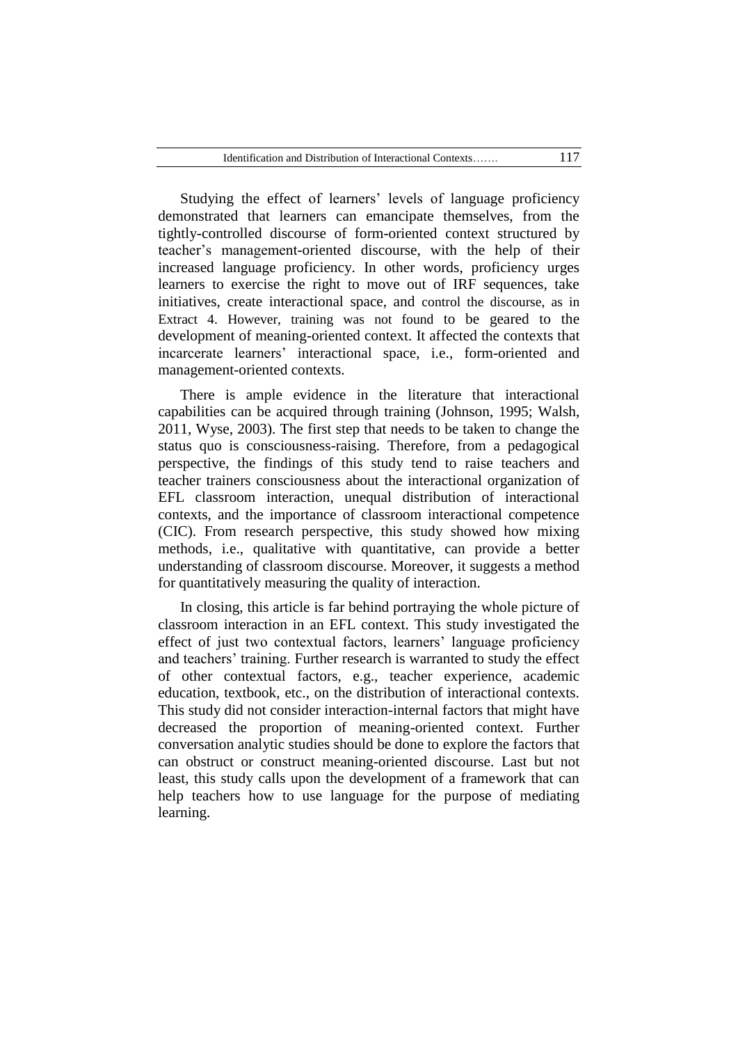Studying the effect of learners' levels of language proficiency demonstrated that learners can emancipate themselves, from the tightly-controlled discourse of form-oriented context structured by teacher's management-oriented discourse, with the help of their increased language proficiency. In other words, proficiency urges learners to exercise the right to move out of IRF sequences, take initiatives, create interactional space, and control the discourse, as in Extract 4. However, training was not found to be geared to the development of meaning-oriented context. It affected the contexts that incarcerate learners' interactional space, i.e., form-oriented and management-oriented contexts.

There is ample evidence in the literature that interactional capabilities can be acquired through training (Johnson, 1995; Walsh, 2011, Wyse, 2003). The first step that needs to be taken to change the status quo is consciousness-raising. Therefore, from a pedagogical perspective, the findings of this study tend to raise teachers and teacher trainers consciousness about the interactional organization of EFL classroom interaction, unequal distribution of interactional contexts, and the importance of classroom interactional competence (CIC). From research perspective, this study showed how mixing methods, i.e., qualitative with quantitative, can provide a better understanding of classroom discourse. Moreover, it suggests a method for quantitatively measuring the quality of interaction.

In closing, this article is far behind portraying the whole picture of classroom interaction in an EFL context. This study investigated the effect of just two contextual factors, learners' language proficiency and teachers' training. Further research is warranted to study the effect of other contextual factors, e.g., teacher experience, academic education, textbook, etc., on the distribution of interactional contexts. This study did not consider interaction-internal factors that might have decreased the proportion of meaning-oriented context. Further conversation analytic studies should be done to explore the factors that can obstruct or construct meaning-oriented discourse. Last but not least, this study calls upon the development of a framework that can help teachers how to use language for the purpose of mediating learning.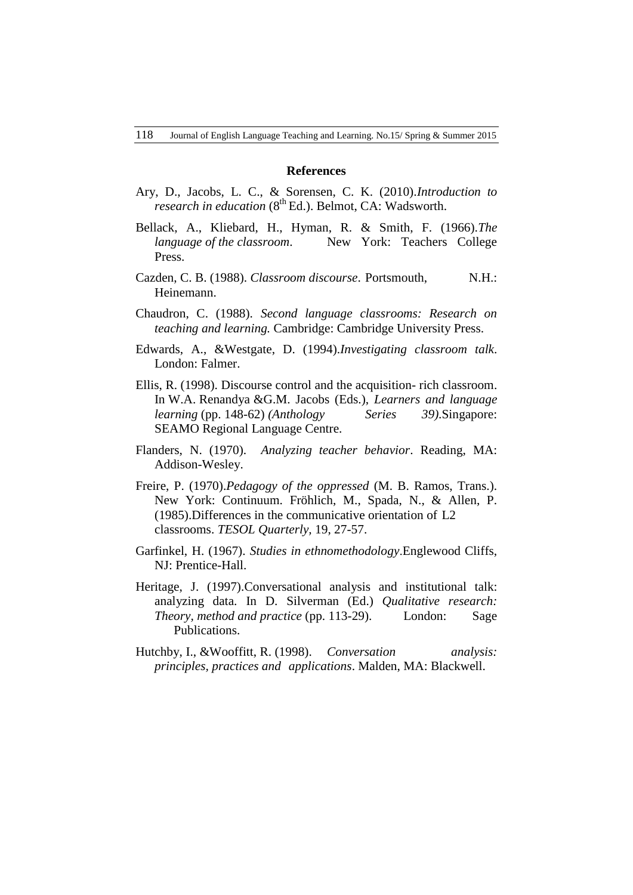## References

Ary, D., Jacobs, L. C., & Sorensen, C. K. (2010).*Introduction to research in education* (8th Ed.). Belmot, CA: Wadsworth.

Bellack, A., Kliebard, H., Hyman, R. & Smith, F. (1966).*The language of the classroom*. New York: Teachers College Press.

Cazden, C. B. (1988). *Classroom discourse*. Portsmouth, N.H.: Heinemann.

Chaudron, C. (1988). *Second language classrooms: Research on teaching and learning.* Cambridge: Cambridge University Press.

Edwards, A., &Westgate, D. (1994).*Investigating classroom talk*. London: Falmer.

Ellis, R. (1998). Discourse control and the acquisition- rich classroom. In W.A. Renandya &G.M. Jacobs (Eds.), *Learners and language learning* (pp. 148-62) *(Anthology Series 39)*.Singapore: SEAMO Regional Language Centre.

Flanders, N. (1970). *Analyzing teacher behavior*. Reading, MA: Addison-Wesley.

Freire, P. (1970).*Pedagogy of the oppressed* (M. B. Ramos, Trans.). New York: Continuum. Fröhlich, M., Spada, N., & Allen, P. (1985).Differences in the communicative orientation of L2 classrooms. *TESOL Quarterly,* 19, 27-57.

Garfinkel, H. (1967). *Studies in ethnomethodology*.Englewood Cliffs, NJ: Prentice-Hall.

Heritage, J. (1997).Conversational analysis and institutional talk: analyzing data. In D. Silverman (Ed.) *Qualitative research: Theory, method and practice* (pp. 113-29). London: Sage Publications.

Hutchby, I., &Wooffitt, R. (1998). *Conversation analysis: principles, practices and applications*. Malden, MA: Blackwell.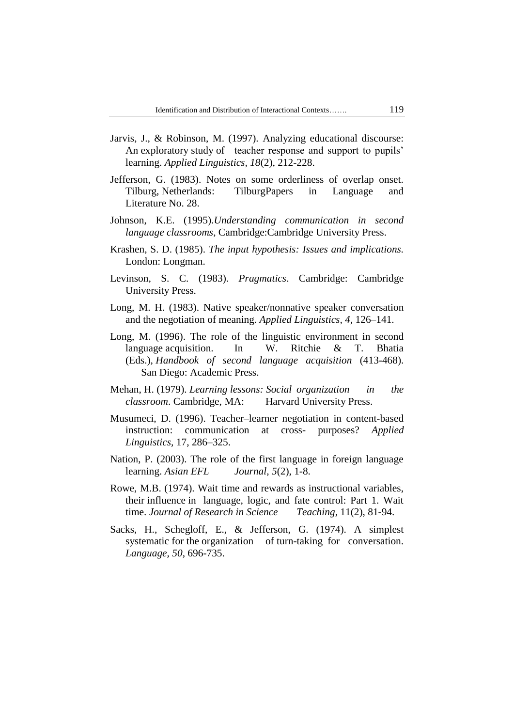Jarvis, J., & Robinson, M. (1997). Analyzing educational discourse: An exploratory study of teacher response and support to pupils' learning. *Applied Linguistics, 18*(2), 212-228.

Jefferson, G. (1983). Notes on some orderliness of overlap onset. Tilburg, Netherlands: TilburgPapers in Language and Literature No. 28.

Johnson, K.E. (1995).*Understanding communication in second language classrooms*, Cambridge:Cambridge University Press.

Krashen, S. D. (1985). *The input hypothesis: Issues and implications.* London: Longman.

Levinson, S. C. (1983). *Pragmatics*. Cambridge: Cambridge University Press.

Long, M. H. (1983). Native speaker/nonnative speaker conversation and the negotiation of meaning. *Applied Linguistics, 4,* 126–141.

Long, M. (1996). The role of the linguistic environment in second language acquisition. In W. Ritchie & T. Bhatia (Eds.), *Handbook of second language acquisition* (413-468). San Diego: Academic Press.

Mehan, H. (1979). *Learning lessons: Social organization in the classroom*. Cambridge, MA: Harvard University Press.

Musumeci, D. (1996). Teacher–learner negotiation in content-based instruction: communication at cross- purposes? *Applied Linguistics*, 17, 286–325.

Nation, P. (2003). The role of the first language in foreign language learning. *Asian EFL Journal*, *5*(2), 1-8.

Rowe, M.B. (1974). Wait time and rewards as instructional variables, their influence in language, logic, and fate control: Part 1. Wait time. *Journal of Research in Science Teaching*, 11(2), 81-94.

Sacks, H., Schegloff, E., & Jefferson, G. (1974). A simplest systematic for the organization of turn-taking for conversation. *Language, 50*, 696-735.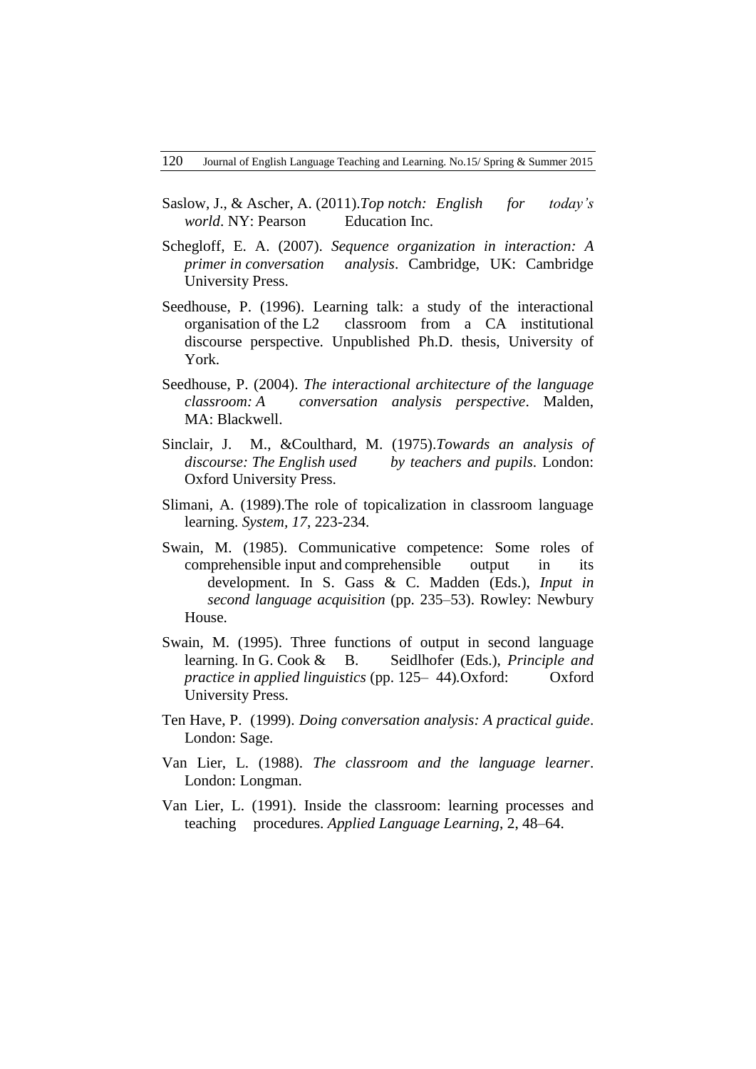Saslow, J., & Ascher, A. (2011).*Top notch: English for today's world*. NY: Pearson Education Inc.

Schegloff, E. A. (2007). *Sequence organization in interaction: A primer in conversation analysis*. Cambridge, UK: Cambridge University Press.

Seedhouse, P. (1996). Learning talk: a study of the interactional organisation of the L2 classroom from a CA institutional discourse perspective. Unpublished Ph.D. thesis, University of York.

Seedhouse, P. (2004). *The interactional architecture of the language classroom: A conversation analysis perspective*. Malden, MA: Blackwell.

Sinclair, J. M., &Coulthard, M. (1975).*Towards an analysis of discourse: The English used by teachers and pupils*. London: Oxford University Press.

Slimani, A. (1989).The role of topicalization in classroom language learning. *System, 17*, 223-234.

Swain, M. (1985). Communicative competence: Some roles of comprehensible input and comprehensible output in its development. In S. Gass & C. Madden (Eds.), *Input in second language acquisition* (pp. 235–53). Rowley: Newbury House.

Swain, M. (1995). Three functions of output in second language learning. In G. Cook & B. Seidlhofer (Eds.), *Principle and practice in applied linguistics* (pp. 125– 44).Oxford: Oxford University Press.

Ten Have, P. (1999). *Doing conversation analysis: A practical guide*. London: Sage.

Van Lier, L. (1988). *The classroom and the language learner*. London: Longman.

Van Lier, L. (1991). Inside the classroom: learning processes and teaching procedures. *Applied Language Learning*, 2, 48–64.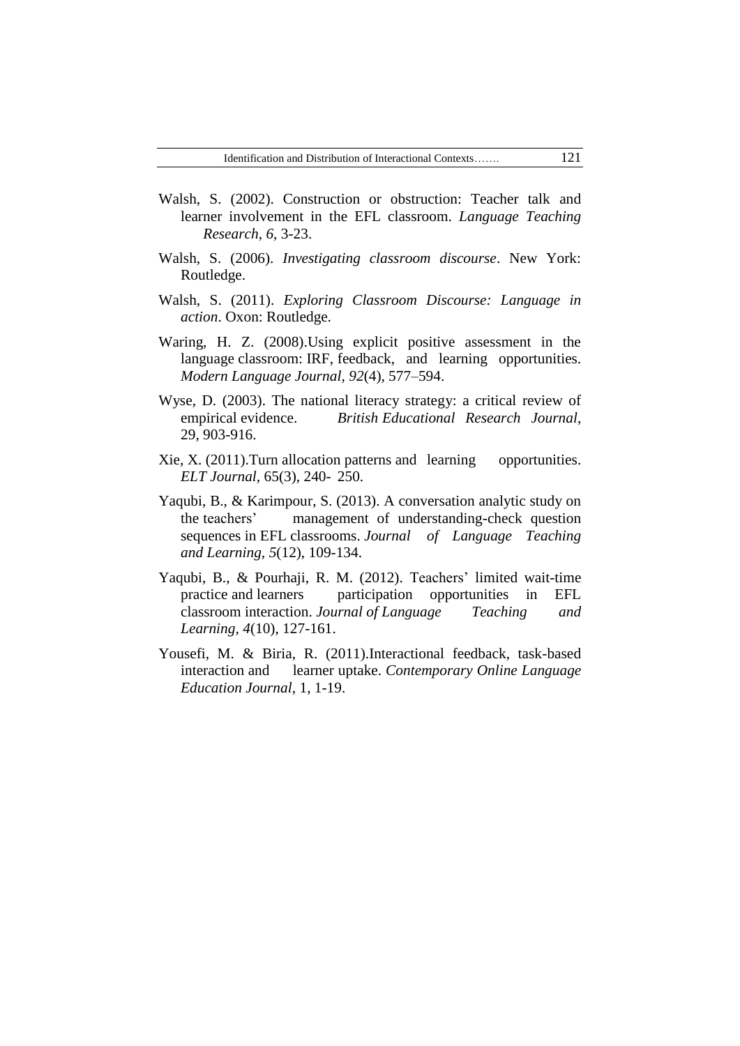Walsh, S. (2002). Construction or obstruction: Teacher talk and learner involvement in the EFL classroom. *Language Teaching Research*, *6*, 3-23.

Walsh, S. (2006). *Investigating classroom discourse*. New York: Routledge.

Walsh, S. (2011). *Exploring Classroom Discourse: Language in action*. Oxon: Routledge.

Waring, H. Z. (2008).Using explicit positive assessment in the language classroom: IRF, feedback, and learning opportunities. *Modern Language Journal, 92*(4), 577–594.

Wyse, D. (2003). The national literacy strategy: a critical review of empirical evidence. *British Educational Research Journal*, 29, 903-916.

Xie, X. (2011).Turn allocation patterns and learning opportunities. *ELT Journal*, 65(3), 240- 250.

Yaqubi, B., & Karimpour, S. (2013). A conversation analytic study on the teachers' management of understanding-check question sequences in EFL classrooms. *Journal of Language Teaching and Learning, 5*(12), 109-134.

Yaqubi, B., & Pourhaji, R. M. (2012). Teachers' limited wait-time practice and learners participation opportunities in EFL classroom interaction. *Journal of Language Teaching and Learning*, *4*(10), 127-161.

Yousefi, M. & Biria, R. (2011).Interactional feedback, task-based interaction and learner uptake. *Contemporary Online Language Education Journal*, 1, 1-19.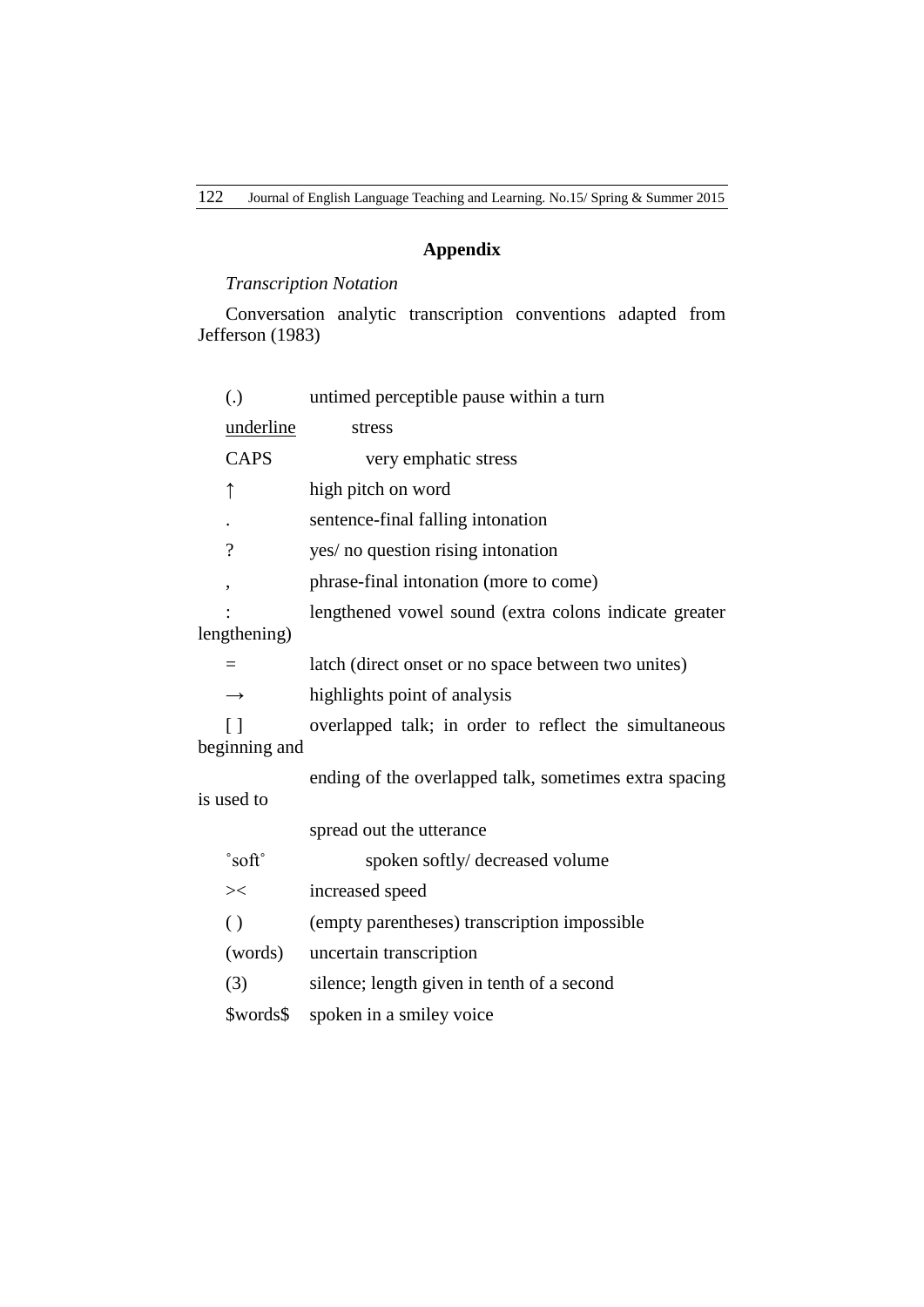## Appendix

*Transcription Notation*

Conversation analytic transcription conventions adapted from Jefferson (1983)

| Symbol | Meaning |
|---|---|
| (.) | untimed perceptible pause within a turn |
| <u>underline</u> | stress |
| CAPS | very emphatic stress |
| ↑ | high pitch on word |
| . | sentence-final falling intonation |
| ? | yes/ no question rising intonation |
| , | phrase-final intonation (more to come) |
| : | lengthened vowel sound (extra colons indicate greater lengthening) |
| = | latch (direct onset or no space between two unites) |
| → | highlights point of analysis |
| [ ] | overlapped talk; in order to reflect the simultaneous beginning and ending of the overlapped talk, sometimes extra spacing is used to spread out the utterance |
| °soft° | spoken softly/ decreased volume |
| >< | increased speed |
| ( ) | (empty parentheses) transcription impossible |
| (words) | uncertain transcription |
| (3) | silence; length given in tenth of a second |
| $words$ | spoken in a smiley voice |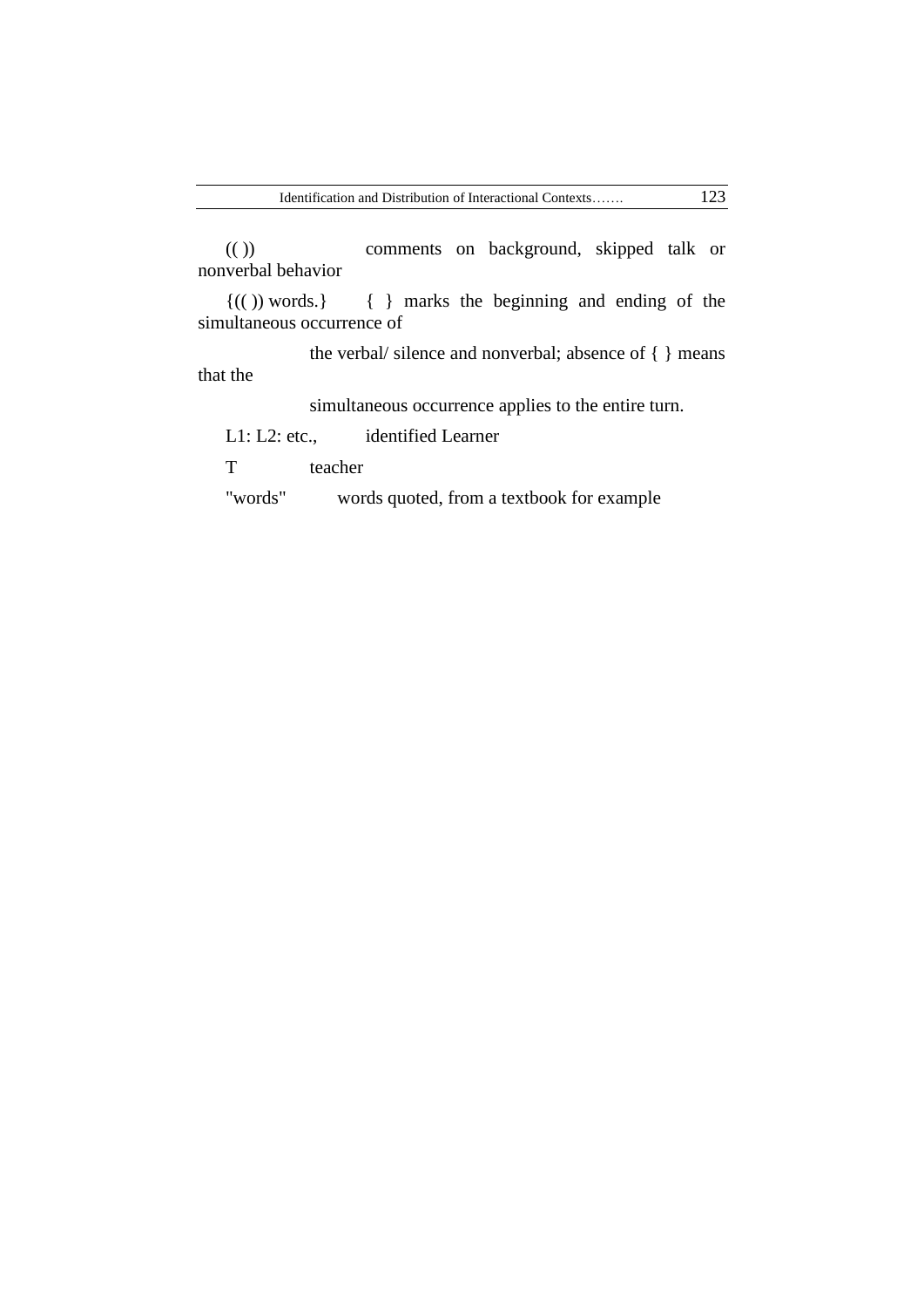(( ))          comments on background, skipped talk or nonverbal behavior

{(( )) words.}     { } marks the beginning and ending of the simultaneous occurrence of

the verbal/ silence and nonverbal; absence of { } means that the

simultaneous occurrence applies to the entire turn.

L1: L2: etc.,     identified Learner

T     teacher

"words"     words quoted, from a textbook for example